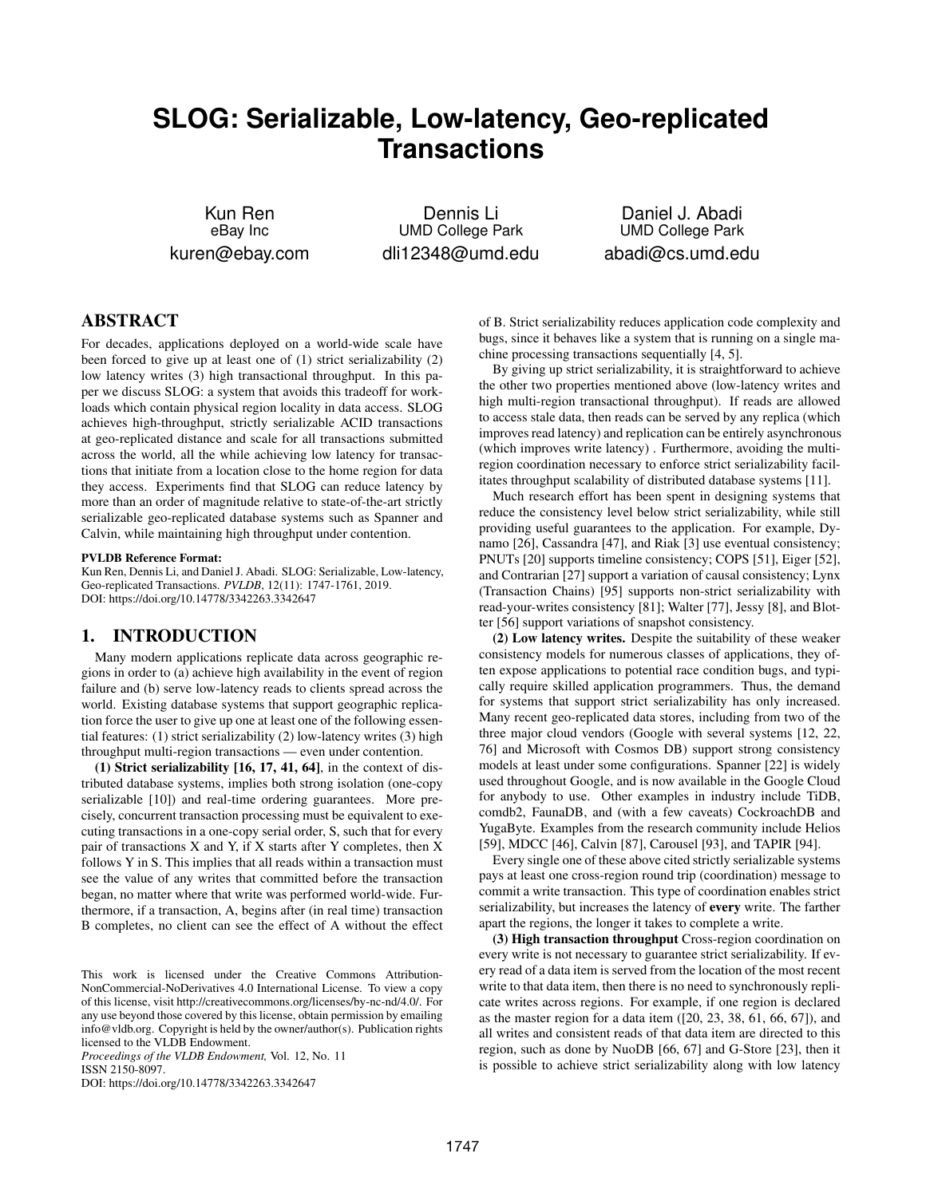# SLOG: Serializable, Low-latency, Geo-replicated Transactions

Kun Ren
eBay Inc
kuren@ebay.com

Dennis Li
UMD College Park
dli12348@umd.edu

Daniel J. Abadi
UMD College Park
abadi@cs.umd.edu

## ABSTRACT

For decades, applications deployed on a world-wide scale have been forced to give up at least one of (1) strict serializability (2) low latency writes (3) high transactional throughput. In this paper we discuss SLOG: a system that avoids this tradeoff for workloads which contain physical region locality in data access. SLOG achieves high-throughput, strictly serializable ACID transactions at geo-replicated distance and scale for all transactions submitted across the world, all the while achieving low latency for transactions that initiate from a location close to the home region for data they access. Experiments find that SLOG can reduce latency by more than an order of magnitude relative to state-of-the-art strictly serializable geo-replicated database systems such as Spanner and Calvin, while maintaining high throughput under contention.

**PVLDB Reference Format:**
Kun Ren, Dennis Li, and Daniel J. Abadi. SLOG: Serializable, Low-latency, Geo-replicated Transactions. *PVLDB*, 12(11): 1747-1761, 2019.
DOI: https://doi.org/10.14778/3342263.3342647

## 1. INTRODUCTION

Many modern applications replicate data across geographic regions in order to (a) achieve high availability in the event of region failure and (b) serve low-latency reads to clients spread across the world. Existing database systems that support geographic replication force the user to give up one at least one of the following essential features: (1) strict serializability (2) low-latency writes (3) high throughput multi-region transactions — even under contention.

**(1) Strict serializability [16, 17, 41, 64]**, in the context of distributed database systems, implies both strong isolation (one-copy serializable [10]) and real-time ordering guarantees. More precisely, concurrent transaction processing must be equivalent to executing transactions in a one-copy serial order, S, such that for every pair of transactions X and Y, if X starts after Y completes, then X follows Y in S. This implies that all reads within a transaction must see the value of any writes that committed before the transaction began, no matter where that write was performed world-wide. Furthermore, if a transaction, A, begins after (in real time) transaction B completes, no client can see the effect of A without the effect of B. Strict serializability reduces application code complexity and bugs, since it behaves like a system that is running on a single machine processing transactions sequentially [4, 5].

By giving up strict serializability, it is straightforward to achieve the other two properties mentioned above (low-latency writes and high multi-region transactional throughput). If reads are allowed to access stale data, then reads can be served by any replica (which improves read latency) and replication can be entirely asynchronous (which improves write latency) . Furthermore, avoiding the multi-region coordination necessary to enforce strict serializability facilitates throughput scalability of distributed database systems [11].

Much research effort has been spent in designing systems that reduce the consistency level below strict serializability, while still providing useful guarantees to the application. For example, Dynamo [26], Cassandra [47], and Riak [3] use eventual consistency; PNUTs [20] supports timeline consistency; COPS [51], Eiger [52], and Contrarian [27] support a variation of causal consistency; Lynx (Transaction Chains) [95] supports non-strict serializability with read-your-writes consistency [81]; Walter [77], Jessy [8], and Blotter [56] support variations of snapshot consistency.

**(2) Low latency writes.** Despite the suitability of these weaker consistency models for numerous classes of applications, they often expose applications to potential race condition bugs, and typically require skilled application programmers. Thus, the demand for systems that support strict serializability has only increased. Many recent geo-replicated data stores, including from two of the three major cloud vendors (Google with several systems [12, 22, 76] and Microsoft with Cosmos DB) support strong consistency models at least under some configurations. Spanner [22] is widely used throughout Google, and is now available in the Google Cloud for anybody to use. Other examples in industry include TiDB, comdb2, FaunaDB, and (with a few caveats) CockroachDB and YugaByte. Examples from the research community include Helios [59], MDCC [46], Calvin [87], Carousel [93], and TAPIR [94].

Every single one of these above cited strictly serializable systems pays at least one cross-region round trip (coordination) message to commit a write transaction. This type of coordination enables strict serializability, but increases the latency of **every** write. The farther apart the regions, the longer it takes to complete a write.

**(3) High transaction throughput** Cross-region coordination on every write is not necessary to guarantee strict serializability. If every read of a data item is served from the location of the most recent write to that data item, then there is no need to synchronously replicate writes across regions. For example, if one region is declared as the master region for a data item ([20, 23, 38, 61, 66, 67]), and all writes and consistent reads of that data item are directed to this region, such as done by NuoDB [66, 67] and G-Store [23], then it is possible to achieve strict serializability along with low latency

This work is licensed under the Creative Commons Attribution-NonCommercial-NoDerivatives 4.0 International License. To view a copy of this license, visit http://creativecommons.org/licenses/by-nc-nd/4.0/. For any use beyond those covered by this license, obtain permission by emailing info@vldb.org. Copyright is held by the owner/author(s). Publication rights licensed to the VLDB Endowment.
*Proceedings of the VLDB Endowment,* Vol. 12, No. 11
ISSN 2150-8097.
DOI: https://doi.org/10.14778/3342263.3342647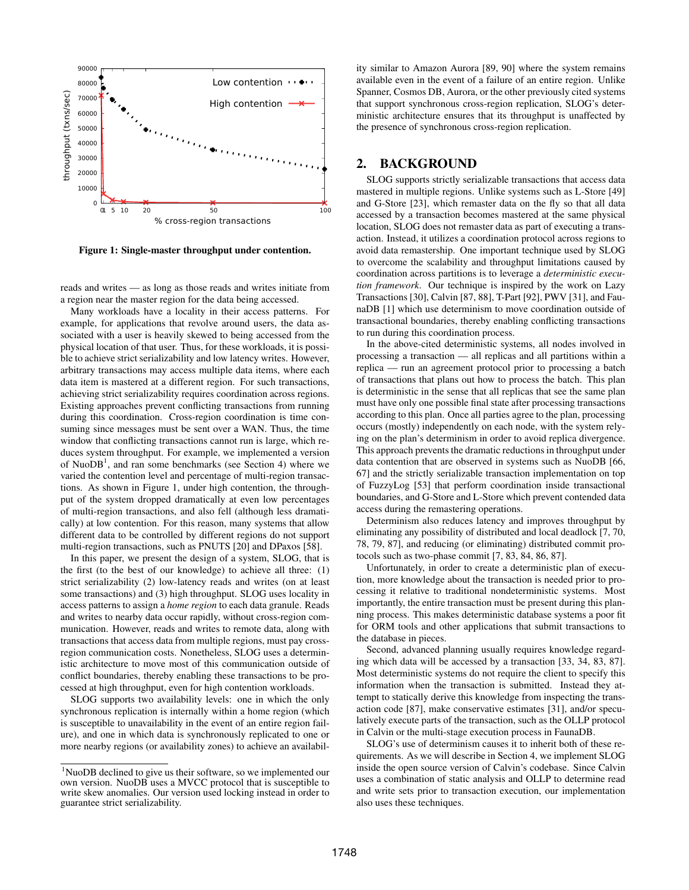Figure 1: Single-master throughput under contention.

reads and writes — as long as those reads and writes initiate from a region near the master region for the data being accessed.

Many workloads have a locality in their access patterns. For example, for applications that revolve around users, the data associated with a user is heavily skewed to being accessed from the physical location of that user. Thus, for these workloads, it is possible to achieve strict serializability and low latency writes. However, arbitrary transactions may access multiple data items, where each data item is mastered at a different region. For such transactions, achieving strict serializability requires coordination across regions. Existing approaches prevent conflicting transactions from running during this coordination. Cross-region coordination is time consuming since messages must be sent over a WAN. Thus, the time window that conflicting transactions cannot run is large, which reduces system throughput. For example, we implemented a version of NuoDB[1], and ran some benchmarks (see Section 4) where we varied the contention level and percentage of multi-region transactions. As shown in Figure 1, under high contention, the throughput of the system dropped dramatically at even low percentages of multi-region transactions, and also fell (although less dramatically) at low contention. For this reason, many systems that allow different data to be controlled by different regions do not support multi-region transactions, such as PNUTS [20] and DPaxos [58].

In this paper, we present the design of a system, SLOG, that is the first (to the best of our knowledge) to achieve all three: (1) strict serializability (2) low-latency reads and writes (on at least some transactions) and (3) high throughput. SLOG uses locality in access patterns to assign a *home region* to each data granule. Reads and writes to nearby data occur rapidly, without cross-region communication. However, reads and writes to remote data, along with transactions that access data from multiple regions, must pay cross-region communication costs. Nonetheless, SLOG uses a deterministic architecture to move most of this communication outside of conflict boundaries, thereby enabling these transactions to be processed at high throughput, even for high contention workloads.

SLOG supports two availability levels: one in which the only synchronous replication is internally within a home region (which is susceptible to unavailability in the event of an entire region failure), and one in which data is synchronously replicated to one or more nearby regions (or availability zones) to achieve an availability similar to Amazon Aurora [89, 90] where the system remains available even in the event of a failure of an entire region. Unlike Spanner, Cosmos DB, Aurora, or the other previously cited systems that support synchronous cross-region replication, SLOG's deterministic architecture ensures that its throughput is unaffected by the presence of synchronous cross-region replication.

[1] NuoDB declined to give us their software, so we implemented our own version. NuoDB uses a MVCC protocol that is susceptible to write skew anomalies. Our version used locking instead in order to guarantee strict serializability.

## 2. BACKGROUND

SLOG supports strictly serializable transactions that access data mastered in multiple regions. Unlike systems such as L-Store [49] and G-Store [23], which remaster data on the fly so that all data accessed by a transaction becomes mastered at the same physical location, SLOG does not remaster data as part of executing a transaction. Instead, it utilizes a coordination protocol across regions to avoid data remastership. One important technique used by SLOG to overcome the scalability and throughput limitations caused by coordination across partitions is to leverage a *deterministic execution framework*. Our technique is inspired by the work on Lazy Transactions [30], Calvin [87, 88], T-Part [92], PWV [31], and FaunaDB [1] which use determinism to move coordination outside of transactional boundaries, thereby enabling conflicting transactions to run during this coordination process.

In the above-cited deterministic systems, all nodes involved in processing a transaction — all replicas and all partitions within a replica — run an agreement protocol prior to processing a batch of transactions that plans out how to process the batch. This plan is deterministic in the sense that all replicas that see the same plan must have only one possible final state after processing transactions according to this plan. Once all parties agree to the plan, processing occurs (mostly) independently on each node, with the system relying on the plan's determinism in order to avoid replica divergence. This approach prevents the dramatic reductions in throughput under data contention that are observed in systems such as NuoDB [66, 67] and the strictly serializable transaction implementation on top of FuzzyLog [53] that perform coordination inside transactional boundaries, and G-Store and L-Store which prevent contended data access during the remastering operations.

Determinism also reduces latency and improves throughput by eliminating any possibility of distributed and local deadlock [7, 70, 78, 79, 87], and reducing (or eliminating) distributed commit protocols such as two-phase commit [7, 83, 84, 86, 87].

Unfortunately, in order to create a deterministic plan of execution, more knowledge about the transaction is needed prior to processing it relative to traditional nondeterministic systems. Most importantly, the entire transaction must be present during this planning process. This makes deterministic database systems a poor fit for ORM tools and other applications that submit transactions to the database in pieces.

Second, advanced planning usually requires knowledge regarding which data will be accessed by a transaction [33, 34, 83, 87]. Most deterministic systems do not require the client to specify this information when the transaction is submitted. Instead they attempt to statically derive this knowledge from inspecting the transaction code [87], make conservative estimates [31], and/or speculatively execute parts of the transaction, such as the OLLP protocol in Calvin or the multi-stage execution process in FaunaDB.

SLOG's use of determinism causes it to inherit both of these requirements. As we will describe in Section 4, we implement SLOG inside the open source version of Calvin's codebase. Since Calvin uses a combination of static analysis and OLLP to determine read and write sets prior to transaction execution, our implementation also uses these techniques.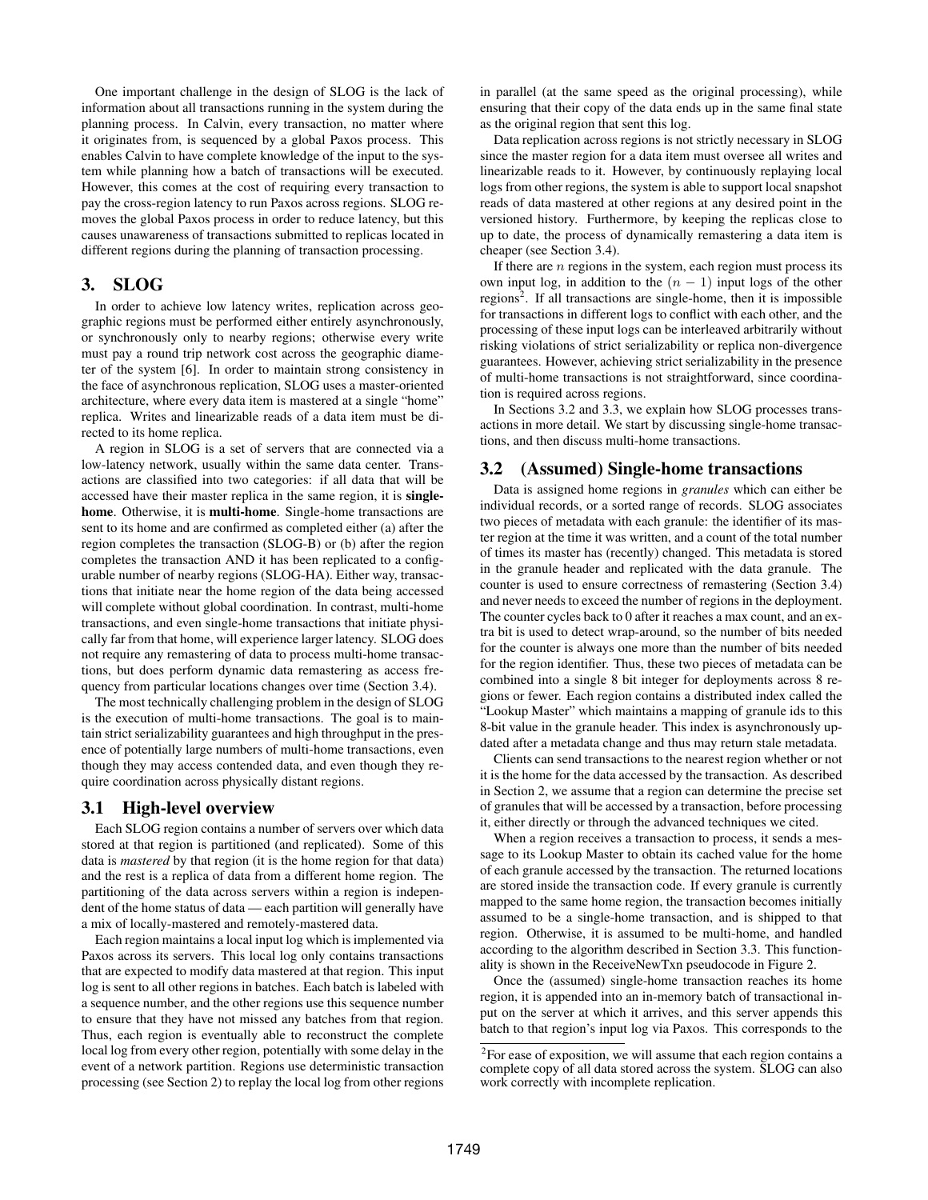One important challenge in the design of SLOG is the lack of information about all transactions running in the system during the planning process. In Calvin, every transaction, no matter where it originates from, is sequenced by a global Paxos process. This enables Calvin to have complete knowledge of the input to the system while planning how a batch of transactions will be executed. However, this comes at the cost of requiring every transaction to pay the cross-region latency to run Paxos across regions. SLOG removes the global Paxos process in order to reduce latency, but this causes unawareness of transactions submitted to replicas located in different regions during the planning of transaction processing.

## 3. SLOG

In order to achieve low latency writes, replication across geographic regions must be performed either entirely asynchronously, or synchronously only to nearby regions; otherwise every write must pay a round trip network cost across the geographic diameter of the system [6]. In order to maintain strong consistency in the face of asynchronous replication, SLOG uses a master-oriented architecture, where every data item is mastered at a single "home" replica. Writes and linearizable reads of a data item must be directed to its home replica.

A region in SLOG is a set of servers that are connected via a low-latency network, usually within the same data center. Transactions are classified into two categories: if all data that will be accessed have their master replica in the same region, it is **single-home**. Otherwise, it is **multi-home**. Single-home transactions are sent to its home and are confirmed as completed either (a) after the region completes the transaction (SLOG-B) or (b) after the region completes the transaction AND it has been replicated to a configurable number of nearby regions (SLOG-HA). Either way, transactions that initiate near the home region of the data being accessed will complete without global coordination. In contrast, multi-home transactions, and even single-home transactions that initiate physically far from that home, will experience larger latency. SLOG does not require any remastering of data to process multi-home transactions, but does perform dynamic data remastering as access frequency from particular locations changes over time (Section 3.4).

The most technically challenging problem in the design of SLOG is the execution of multi-home transactions. The goal is to maintain strict serializability guarantees and high throughput in the presence of potentially large numbers of multi-home transactions, even though they may access contended data, and even though they require coordination across physically distant regions.

### 3.1 High-level overview

Each SLOG region contains a number of servers over which data stored at that region is partitioned (and replicated). Some of this data is *mastered* by that region (it is the home region for that data) and the rest is a replica of data from a different home region. The partitioning of the data across servers within a region is independent of the home status of data — each partition will generally have a mix of locally-mastered and remotely-mastered data.

Each region maintains a local input log which is implemented via Paxos across its servers. This local log only contains transactions that are expected to modify data mastered at that region. This input log is sent to all other regions in batches. Each batch is labeled with a sequence number, and the other regions use this sequence number to ensure that they have not missed any batches from that region. Thus, each region is eventually able to reconstruct the complete local log from every other region, potentially with some delay in the event of a network partition. Regions use deterministic transaction processing (see Section 2) to replay the local log from other regions in parallel (at the same speed as the original processing), while ensuring that their copy of the data ends up in the same final state as the original region that sent this log.

Data replication across regions is not strictly necessary in SLOG since the master region for a data item must oversee all writes and linearizable reads to it. However, by continuously replaying local logs from other regions, the system is able to support local snapshot reads of data mastered at other regions at any desired point in the versioned history. Furthermore, by keeping the replicas close to up to date, the process of dynamically remastering a data item is cheaper (see Section 3.4).

If there are $n$ regions in the system, each region must process its own input log, in addition to the $(n - 1)$ input logs of the other regions[2]. If all transactions are single-home, then it is impossible for transactions in different logs to conflict with each other, and the processing of these input logs can be interleaved arbitrarily without risking violations of strict serializability or replica non-divergence guarantees. However, achieving strict serializability in the presence of multi-home transactions is not straightforward, since coordination is required across regions.

In Sections 3.2 and 3.3, we explain how SLOG processes transactions in more detail. We start by discussing single-home transactions, and then discuss multi-home transactions.

### 3.2 (Assumed) Single-home transactions

Data is assigned home regions in *granules* which can either be individual records, or a sorted range of records. SLOG associates two pieces of metadata with each granule: the identifier of its master region at the time it was written, and a count of the total number of times its master has (recently) changed. This metadata is stored in the granule header and replicated with the data granule. The counter is used to ensure correctness of remastering (Section 3.4) and never needs to exceed the number of regions in the deployment. The counter cycles back to 0 after it reaches a max count, and an extra bit is used to detect wrap-around, so the number of bits needed for the counter is always one more than the number of bits needed for the region identifier. Thus, these two pieces of metadata can be combined into a single 8 bit integer for deployments across 8 regions or fewer. Each region contains a distributed index called the "Lookup Master" which maintains a mapping of granule ids to this 8-bit value in the granule header. This index is asynchronously updated after a metadata change and thus may return stale metadata.

Clients can send transactions to the nearest region whether or not it is the home for the data accessed by the transaction. As described in Section 2, we assume that a region can determine the precise set of granules that will be accessed by a transaction, before processing it, either directly or through the advanced techniques we cited.

When a region receives a transaction to process, it sends a message to its Lookup Master to obtain its cached value for the home of each granule accessed by the transaction. The returned locations are stored inside the transaction code. If every granule is currently mapped to the same home region, the transaction becomes initially assumed to be a single-home transaction, and is shipped to that region. Otherwise, it is assumed to be multi-home, and handled according to the algorithm described in Section 3.3. This functionality is shown in the ReceiveNewTxn pseudocode in Figure 2.

Once the (assumed) single-home transaction reaches its home region, it is appended into an in-memory batch of transactional input on the server at which it arrives, and this server appends this batch to that region's input log via Paxos. This corresponds to the

[2]For ease of exposition, we will assume that each region contains a complete copy of all data stored across the system. SLOG can also work correctly with incomplete replication.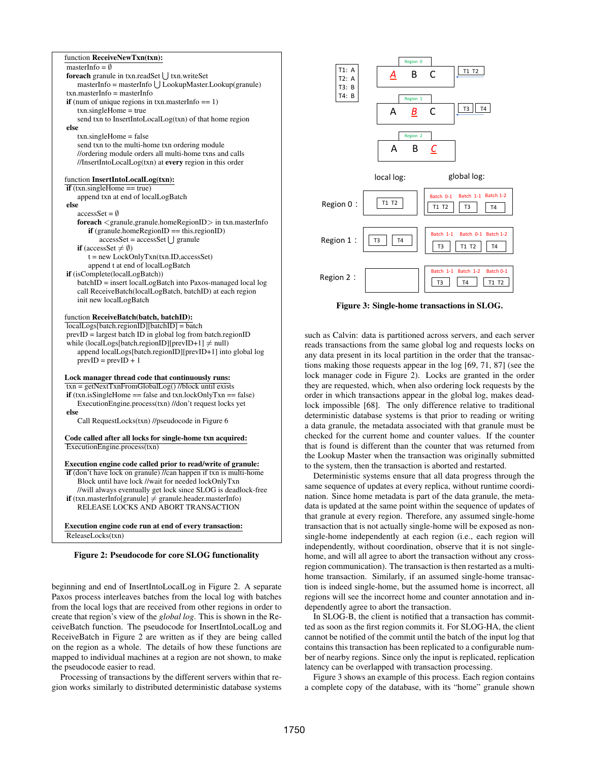```
function ReceiveNewTxn(txn):
  masterInfo = ∅
  foreach granule in txn.readSet ⋃ txn.writeSet
      masterInfo = masterInfo ⋃ LookupMaster.Lookup(granule)
  txn.masterInfo = masterInfo
  if (num of unique regions in txn.masterInfo == 1)
      txn.singleHome = true
      send txn to InsertIntoLocalLog(txn) of that home region
  else
      txn.singleHome = false
      send txn to the multi-home txn ordering module
      //ordering module orders all multi-home txns and calls
      //InsertIntoLocalLog(txn) at every region in this order

function InsertIntoLocalLog(txn):
  if (txn.singleHome == true)
      append txn at end of localLogBatch
  else
      accessSet = ∅
      foreach <granule,granule.homeRegionID> in txn.masterInfo
          if (granule.homeRegionID == this.regionID)
              accessSet = accessSet ⋃ granule
      if (accessSet ≠ ∅)
          t = new LockOnlyTxn(txn.ID,accessSet)
          append t at end of localLogBatch
  if (isComplete(localLogBatch))
      batchID = insert localLogBatch into Paxos-managed local log
      call ReceiveBatch(localLogBatch, batchID) at each region
      init new localLogBatch

function ReceiveBatch(batch, batchID):
  localLogs[batch.regionID][batchID] = batch
  prevID = largest batch ID in global log from batch.regionID
  while (localLogs[batch.regionID][prevID+1] ≠ null)
      append localLogs[batch.regionID][prevID+1] into global log
      prevID = prevID + 1

Lock manager thread code that continuously runs:
  txn = getNextTxnFromGlobalLog() //block until exists
  if (txn.isSingleHome == false and txn.lockOnlyTxn == false)
      ExecutionEngine.process(txn) //don't request locks yet
  else
      Call RequestLocks(txn) //pseudocode in Figure 6

Code called after all locks for single-home txn acquired:
  ExecutionEngine.process(txn)

Execution engine code called prior to read/write of granule:
  if (don't have lock on granule) //can happen if txn is multi-home
      Block until have lock //wait for needed lockOnlyTxn
      //will always eventually get lock since SLOG is deadlock-free
  if (txn.masterInfo[granule] ≠ granule.header.masterInfo)
      RELEASE LOCKS AND ABORT TRANSACTION

Execution engine code run at end of every transaction:
  ReleaseLocks(txn)
```

**Figure 2: Pseudocode for core SLOG functionality**

beginning and end of InsertIntoLocalLog in Figure 2. A separate Paxos process interleaves batches from the local log with batches from the local logs that are received from other regions in order to create that region's view of the *global log*. This is shown in the ReceiveBatch function. The pseudocode for InsertIntoLocalLog and ReceiveBatch in Figure 2 are written as if they are being called on the region as a whole. The details of how these functions are mapped to individual machines at a region are not shown, to make the pseudocode easier to read.

Processing of transactions by the different servers within that region works similarly to distributed deterministic database systems such as Calvin: data is partitioned across servers, and each server reads transactions from the same global log and requests locks on any data present in its local partition in the order that the transactions making those requests appear in the log [69, 71, 87] (see the lock manager code in Figure 2). Locks are granted in the order they are requested, which, when also ordering lock requests by the order in which transactions appear in the global log, makes deadlock impossible [68]. The only difference relative to traditional deterministic database systems is that prior to reading or writing a data granule, the metadata associated with that granule must be checked for the current home and counter values. If the counter that is found is different than the counter that was returned from the Lookup Master when the transaction was originally submitted to the system, then the transaction is aborted and restarted.

Deterministic systems ensure that all data progress through the same sequence of updates at every replica, without runtime coordination. Since home metadata is part of the data granule, the metadata is updated at the same point within the sequence of updates of that granule at every region. Therefore, any assumed single-home transaction that is not actually single-home will be exposed as non-single-home independently at each region (i.e., each region will independently, without coordination, observe that it is not single-home, and will all agree to abort the transaction without any cross-region communication). The transaction is then restarted as a multi-home transaction. Similarly, if an assumed single-home transaction is indeed single-home, but the assumed home is incorrect, all regions will see the incorrect home and counter annotation and independently agree to abort the transaction.

In SLOG-B, the client is notified that a transaction has committed as soon as the first region commits it. For SLOG-HA, the client cannot be notified of the commit until the batch of the input log that contains this transaction has been replicated to a configurable number of nearby regions. Since only the input is replicated, replication latency can be overlapped with transaction processing.

Figure 3 shows an example of this process. Each region contains a complete copy of the database, with its "home" granule shown

**Figure 3: Single-home transactions in SLOG.**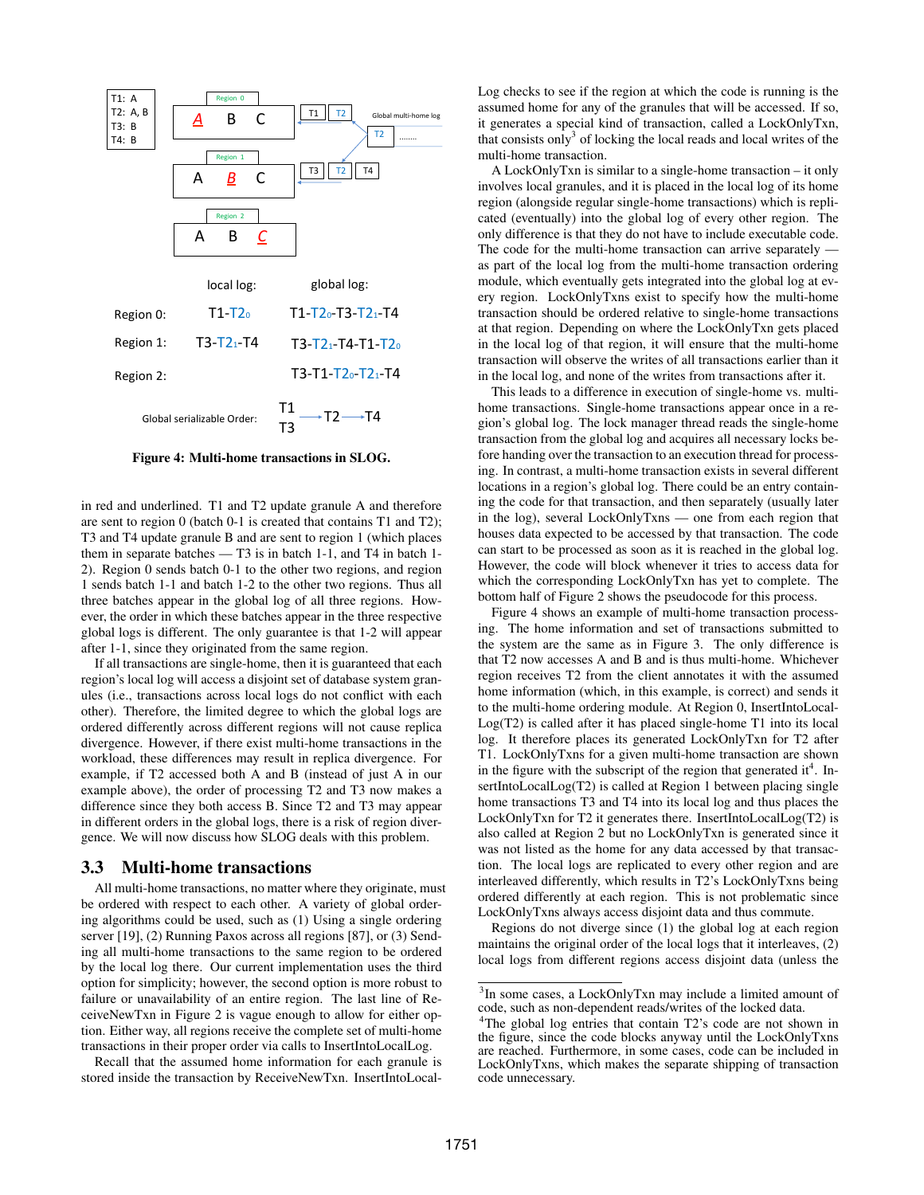Figure 4: Multi-home transactions in SLOG.

in red and underlined. T1 and T2 update granule A and therefore are sent to region 0 (batch 0-1 is created that contains T1 and T2); T3 and T4 update granule B and are sent to region 1 (which places them in separate batches — T3 is in batch 1-1, and T4 in batch 1-2). Region 0 sends batch 0-1 to the other two regions, and region 1 sends batch 1-1 and batch 1-2 to the other two regions. Thus all three batches appear in the global log of all three regions. However, the order in which these batches appear in the three respective global logs is different. The only guarantee is that 1-2 will appear after 1-1, since they originated from the same region.

If all transactions are single-home, then it is guaranteed that each region's local log will access a disjoint set of database system granules (i.e., transactions across local logs do not conflict with each other). Therefore, the limited degree to which the global logs are ordered differently across different regions will not cause replica divergence. However, if there exist multi-home transactions in the workload, these differences may result in replica divergence. For example, if T2 accessed both A and B (instead of just A in our example above), the order of processing T2 and T3 now makes a difference since they both access B. Since T2 and T3 may appear in different orders in the global logs, there is a risk of region divergence. We will now discuss how SLOG deals with this problem.

## 3.3 Multi-home transactions

All multi-home transactions, no matter where they originate, must be ordered with respect to each other. A variety of global ordering algorithms could be used, such as (1) Using a single ordering server [19], (2) Running Paxos across all regions [87], or (3) Sending all multi-home transactions to the same region to be ordered by the local log there. Our current implementation uses the third option for simplicity; however, the second option is more robust to failure or unavailability of an entire region. The last line of ReceiveNewTxn in Figure 2 is vague enough to allow for either option. Either way, all regions receive the complete set of multi-home transactions in their proper order via calls to InsertIntoLocalLog.

Recall that the assumed home information for each granule is stored inside the transaction by ReceiveNewTxn. InsertIntoLocalLog checks to see if the region at which the code is running is the assumed home for any of the granules that will be accessed. If so, it generates a special kind of transaction, called a LockOnlyTxn, that consists only[3] of locking the local reads and local writes of the multi-home transaction.

A LockOnlyTxn is similar to a single-home transaction – it only involves local granules, and it is placed in the local log of its home region (alongside regular single-home transactions) which is replicated (eventually) into the global log of every other region. The only difference is that they do not have to include executable code. The code for the multi-home transaction can arrive separately — as part of the local log from the multi-home transaction ordering module, which eventually gets integrated into the global log at every region. LockOnlyTxns exist to specify how the multi-home transaction should be ordered relative to single-home transactions at that region. Depending on where the LockOnlyTxn gets placed in the local log of that region, it will ensure that the multi-home transaction will observe the writes of all transactions earlier than it in the local log, and none of the writes from transactions after it.

This leads to a difference in execution of single-home vs. multi-home transactions. Single-home transactions appear once in a region's global log. The lock manager thread reads the single-home transaction from the global log and acquires all necessary locks before handing over the transaction to an execution thread for processing. In contrast, a multi-home transaction exists in several different locations in a region's global log. There could be an entry containing the code for that transaction, and then separately (usually later in the log), several LockOnlyTxns — one from each region that houses data expected to be accessed by that transaction. The code can start to be processed as soon as it is reached in the global log. However, the code will block whenever it tries to access data for which the corresponding LockOnlyTxn has yet to complete. The bottom half of Figure 2 shows the pseudocode for this process.

Figure 4 shows an example of multi-home transaction processing. The home information and set of transactions submitted to the system are the same as in Figure 3. The only difference is that T2 now accesses A and B and is thus multi-home. Whichever region receives T2 from the client annotates it with the assumed home information (which, in this example, is correct) and sends it to the multi-home ordering module. At Region 0, InsertIntoLocalLog(T2) is called after it has placed single-home T1 into its local log. It therefore places its generated LockOnlyTxn for T2 after T1. LockOnlyTxns for a given multi-home transaction are shown in the figure with the subscript of the region that generated it[4]. InsertIntoLocalLog(T2) is called at Region 1 between placing single home transactions T3 and T4 into its local log and thus places the LockOnlyTxn for T2 it generates there. InsertIntoLocalLog(T2) is also called at Region 2 but no LockOnlyTxn is generated since it was not listed as the home for any data accessed by that transaction. The local logs are replicated to every other region and are interleaved differently, which results in T2's LockOnlyTxns being ordered differently at each region. This is not problematic since LockOnlyTxns always access disjoint data and thus commute.

Regions do not diverge since (1) the global log at each region maintains the original order of the local logs that it interleaves, (2) local logs from different regions access disjoint data (unless the

[3] In some cases, a LockOnlyTxn may include a limited amount of code, such as non-dependent reads/writes of the locked data.

[4] The global log entries that contain T2's code are not shown in the figure, since the code blocks anyway until the LockOnlyTxns are reached. Furthermore, in some cases, code can be included in LockOnlyTxns, which makes the separate shipping of transaction code unnecessary.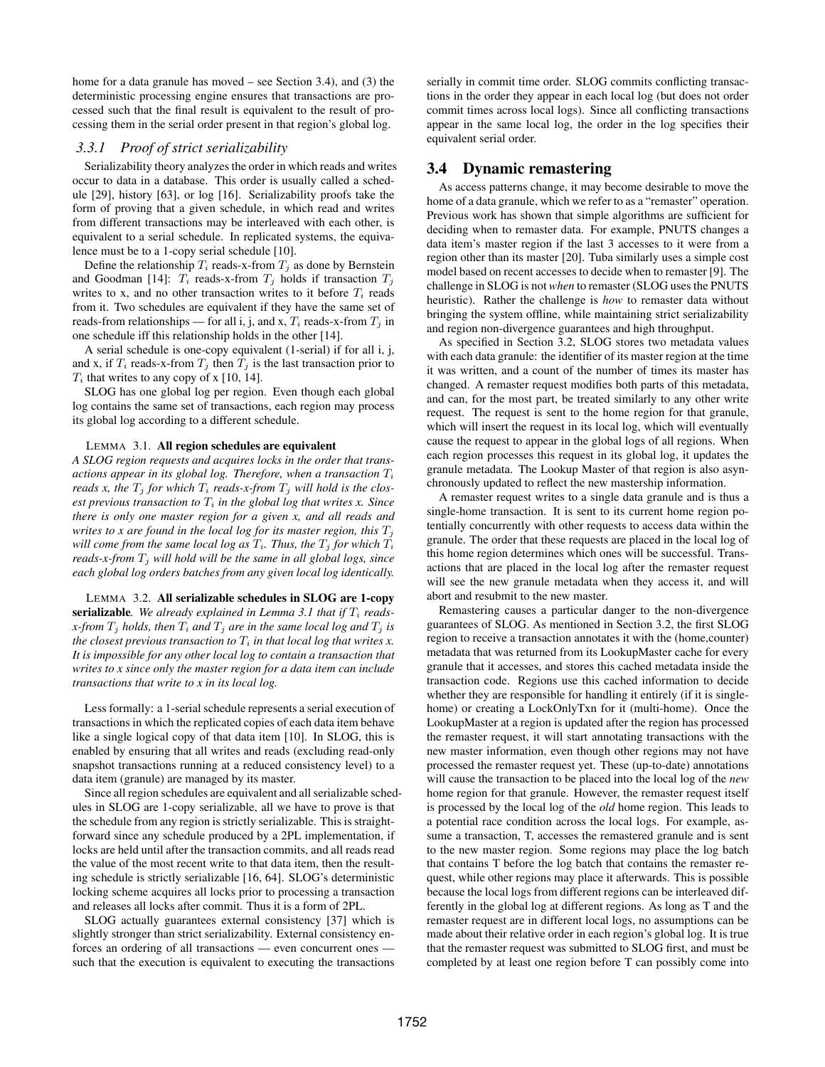home for a data granule has moved – see Section 3.4), and (3) the deterministic processing engine ensures that transactions are processed such that the final result is equivalent to the result of processing them in the serial order present in that region's global log.

### 3.3.1 Proof of strict serializability

Serializability theory analyzes the order in which reads and writes occur to data in a database. This order is usually called a schedule [29], history [63], or log [16]. Serializability proofs take the form of proving that a given schedule, in which read and writes from different transactions may be interleaved with each other, is equivalent to a serial schedule. In replicated systems, the equivalence must be to a 1-copy serial schedule [10].

Define the relationship $T_i$ reads-x-from $T_j$ as done by Bernstein and Goodman [14]: $T_i$ reads-x-from $T_j$ holds if transaction $T_j$ writes to x, and no other transaction writes to it before $T_i$ reads from it. Two schedules are equivalent if they have the same set of reads-from relationships — for all i, j, and x, $T_i$ reads-x-from $T_j$ in one schedule iff this relationship holds in the other [14].

A serial schedule is one-copy equivalent (1-serial) if for all i, j, and x, if $T_i$ reads-x-from $T_j$ then $T_j$ is the last transaction prior to $T_i$ that writes to any copy of x [10, 14].

SLOG has one global log per region. Even though each global log contains the same set of transactions, each region may process its global log according to a different schedule.

LEMMA 3.1. **All region schedules are equivalent**
*A SLOG region requests and acquires locks in the order that transactions appear in its global log. Therefore, when a transaction $T_i$ reads x, the $T_j$ for which $T_i$ reads-x-from $T_j$ will hold is the closest previous transaction to $T_i$ in the global log that writes x. Since there is only one master region for a given x, and all reads and writes to x are found in the local log for its master region, this $T_j$ will come from the same local log as $T_i$. Thus, the $T_j$ for which $T_i$ reads-x-from $T_j$ will hold will be the same in all global logs, since each global log orders batches from any given local log identically.*

LEMMA 3.2. **All serializable schedules in SLOG are 1-copy serializable**. *We already explained in Lemma 3.1 that if $T_i$ reads-x-from $T_j$ holds, then $T_i$ and $T_j$ are in the same local log and $T_j$ is the closest previous transaction to $T_i$ in that local log that writes x. It is impossible for any other local log to contain a transaction that writes to x since only the master region for a data item can include transactions that write to x in its local log.*

Less formally: a 1-serial schedule represents a serial execution of transactions in which the replicated copies of each data item behave like a single logical copy of that data item [10]. In SLOG, this is enabled by ensuring that all writes and reads (excluding read-only snapshot transactions running at a reduced consistency level) to a data item (granule) are managed by its master.

Since all region schedules are equivalent and all serializable schedules in SLOG are 1-copy serializable, all we have to prove is that the schedule from any region is strictly serializable. This is straightforward since any schedule produced by a 2PL implementation, if locks are held until after the transaction commits, and all reads read the value of the most recent write to that data item, then the resulting schedule is strictly serializable [16, 64]. SLOG's deterministic locking scheme acquires all locks prior to processing a transaction and releases all locks after commit. Thus it is a form of 2PL.

SLOG actually guarantees external consistency [37] which is slightly stronger than strict serializability. External consistency enforces an ordering of all transactions — even concurrent ones — such that the execution is equivalent to executing the transactions serially in commit time order. SLOG commits conflicting transactions in the order they appear in each local log (but does not order commit times across local logs). Since all conflicting transactions appear in the same local log, the order in the log specifies their equivalent serial order.

## 3.4 Dynamic remastering

As access patterns change, it may become desirable to move the home of a data granule, which we refer to as a "remaster" operation. Previous work has shown that simple algorithms are sufficient for deciding when to remaster data. For example, PNUTS changes a data item's master region if the last 3 accesses to it were from a region other than its master [20]. Tuba similarly uses a simple cost model based on recent accesses to decide when to remaster [9]. The challenge in SLOG is not *when* to remaster (SLOG uses the PNUTS heuristic). Rather the challenge is *how* to remaster data without bringing the system offline, while maintaining strict serializability and region non-divergence guarantees and high throughput.

As specified in Section 3.2, SLOG stores two metadata values with each data granule: the identifier of its master region at the time it was written, and a count of the number of times its master has changed. A remaster request modifies both parts of this metadata, and can, for the most part, be treated similarly to any other write request. The request is sent to the home region for that granule, which will insert the request in its local log, which will eventually cause the request to appear in the global logs of all regions. When each region processes this request in its global log, it updates the granule metadata. The Lookup Master of that region is also asynchronously updated to reflect the new mastership information.

A remaster request writes to a single data granule and is thus a single-home transaction. It is sent to its current home region potentially concurrently with other requests to access data within the granule. The order that these requests are placed in the local log of this home region determines which ones will be successful. Transactions that are placed in the local log after the remaster request will see the new granule metadata when they access it, and will abort and resubmit to the new master.

Remastering causes a particular danger to the non-divergence guarantees of SLOG. As mentioned in Section 3.2, the first SLOG region to receive a transaction annotates it with the (home,counter) metadata that was returned from its LookupMaster cache for every granule that it accesses, and stores this cached metadata inside the transaction code. Regions use this cached information to decide whether they are responsible for handling it entirely (if it is single-home) or creating a LockOnlyTxn for it (multi-home). Once the LookupMaster at a region is updated after the region has processed the remaster request, it will start annotating transactions with the new master information, even though other regions may not have processed the remaster request yet. These (up-to-date) annotations will cause the transaction to be placed into the local log of the *new* home region for that granule. However, the remaster request itself is processed by the local log of the *old* home region. This leads to a potential race condition across the local logs. For example, assume a transaction, T, accesses the remastered granule and is sent to the new master region. Some regions may place the log batch that contains T before the log batch that contains the remaster request, while other regions may place it afterwards. This is possible because the local logs from different regions can be interleaved differently in the global log at different regions. As long as T and the remaster request are in different local logs, no assumptions can be made about their relative order in each region's global log. It is true that the remaster request was submitted to SLOG first, and must be completed by at least one region before T can possibly come into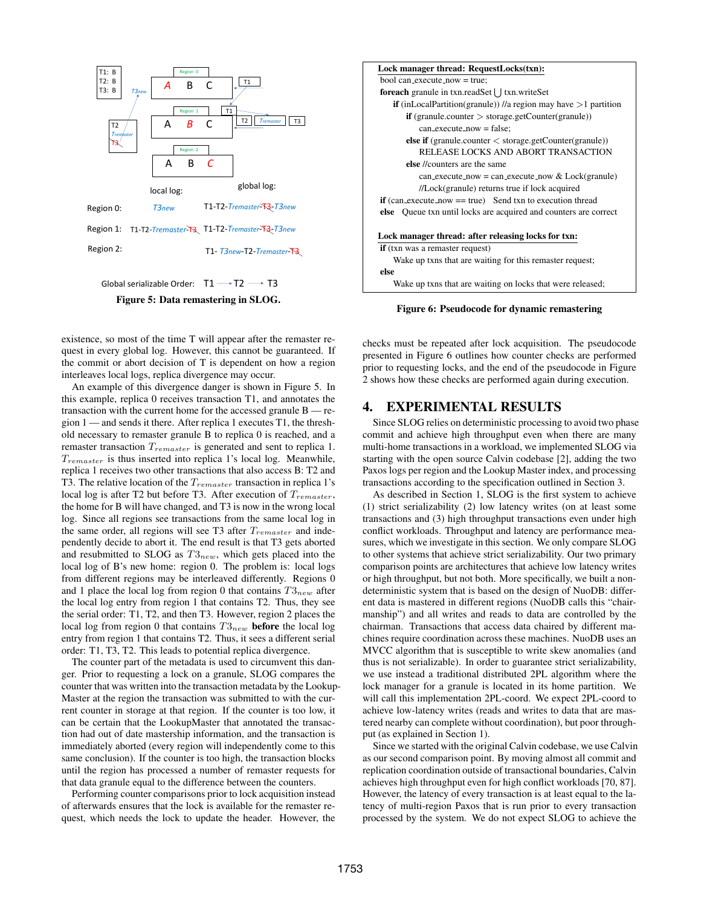Figure 5: Data remastering in SLOG.

**Lock manager thread: RequestLocks(txn):**

```
bool can_execute_now = true;
foreach granule in txn.readSet ⋃ txn.writeSet
    if (inLocalPartition(granule)) //a region may have >1 partition
        if (granule.counter > storage.getCounter(granule))
            can_execute_now = false;
        else if (granule.counter < storage.getCounter(granule))
            RELEASE LOCKS AND ABORT TRANSACTION
        else //counters are the same
            can_execute_now = can_execute_now & Lock(granule)
            //Lock(granule) returns true if lock acquired
if (can_execute_now == true)   Send txn to execution thread
else   Queue txn until locks are acquired and counters are correct
```

**Lock manager thread: after releasing locks for txn:**

```
if (txn was a remaster request)
    Wake up txns that are waiting for this remaster request;
else
    Wake up txns that are waiting on locks that were released;
```

Figure 6: Pseudocode for dynamic remastering

existence, so most of the time T will appear after the remaster request in every global log. However, this cannot be guaranteed. If the commit or abort decision of T is dependent on how a region interleaves local logs, replica divergence may occur.

An example of this divergence danger is shown in Figure 5. In this example, replica 0 receives transaction T1, and annotates the transaction with the current home for the accessed granule B — region 1 — and sends it there. After replica 1 executes T1, the threshold necessary to remaster granule B to replica 0 is reached, and a remaster transaction $T_{remaster}$ is generated and sent to replica 1. $T_{remaster}$ is thus inserted into replica 1's local log. Meanwhile, replica 1 receives two other transactions that also access B: T2 and T3. The relative location of the $T_{remaster}$ transaction in replica 1's local log is after T2 but before T3. After execution of $T_{remaster}$, the home for B will have changed, and T3 is now in the wrong local log. Since all regions see transactions from the same local log in the same order, all regions will see T3 after $T_{remaster}$ and independently decide to abort it. The end result is that T3 gets aborted and resubmitted to SLOG as $T3_{new}$, which gets placed into the local log of B's new home: region 0. The problem is: local logs from different regions may be interleaved differently. Regions 0 and 1 place the local log from region 0 that contains $T3_{new}$ after the local log entry from region 1 that contains T2. Thus, they see the serial order: T1, T2, and then T3. However, region 2 places the local log from region 0 that contains $T3_{new}$ **before** the local log entry from region 1 that contains T2. Thus, it sees a different serial order: T1, T3, T2. This leads to potential replica divergence.

The counter part of the metadata is used to circumvent this danger. Prior to requesting a lock on a granule, SLOG compares the counter that was written into the transaction metadata by the LookupMaster at the region the transaction was submitted to with the current counter in storage at that region. If the counter is too low, it can be certain that the LookupMaster that annotated the transaction had out of date mastership information, and the transaction is immediately aborted (every region will independently come to this same conclusion). If the counter is too high, the transaction blocks until the region has processed a number of remaster requests for that data granule equal to the difference between the counters.

Performing counter comparisons prior to lock acquisition instead of afterwards ensures that the lock is available for the remaster request, which needs the lock to update the header. However, the checks must be repeated after lock acquisition. The pseudocode presented in Figure 6 outlines how counter checks are performed prior to requesting locks, and the end of the pseudocode in Figure 2 shows how these checks are performed again during execution.

# 4. EXPERIMENTAL RESULTS

Since SLOG relies on deterministic processing to avoid two phase commit and achieve high throughput even when there are many multi-home transactions in a workload, we implemented SLOG via starting with the open source Calvin codebase [2], adding the two Paxos logs per region and the Lookup Master index, and processing transactions according to the specification outlined in Section 3.

As described in Section 1, SLOG is the first system to achieve (1) strict serializability (2) low latency writes (on at least some transactions and (3) high throughput transactions even under high conflict workloads. Throughput and latency are performance measures, which we investigate in this section. We only compare SLOG to other systems that achieve strict serializability. Our two primary comparison points are architectures that achieve low latency writes or high throughput, but not both. More specifically, we built a non-deterministic system that is based on the design of NuoDB: different data is mastered in different regions (NuoDB calls this "chairmanship") and all writes and reads to data are controlled by the chairman. Transactions that access data chaired by different machines require coordination across these machines. NuoDB uses an MVCC algorithm that is susceptible to write skew anomalies (and thus is not serializable). In order to guarantee strict serializability, we use instead a traditional distributed 2PL algorithm where the lock manager for a granule is located in its home partition. We will call this implementation 2PL-coord. We expect 2PL-coord to achieve low-latency writes (reads and writes to data that are mastered nearby can complete without coordination), but poor throughput (as explained in Section 1).

Since we started with the original Calvin codebase, we use Calvin as our second comparison point. By moving almost all commit and replication coordination outside of transactional boundaries, Calvin achieves high throughput even for high conflict workloads [70, 87]. However, the latency of every transaction is at least equal to the latency of multi-region Paxos that is run prior to every transaction processed by the system. We do not expect SLOG to achieve the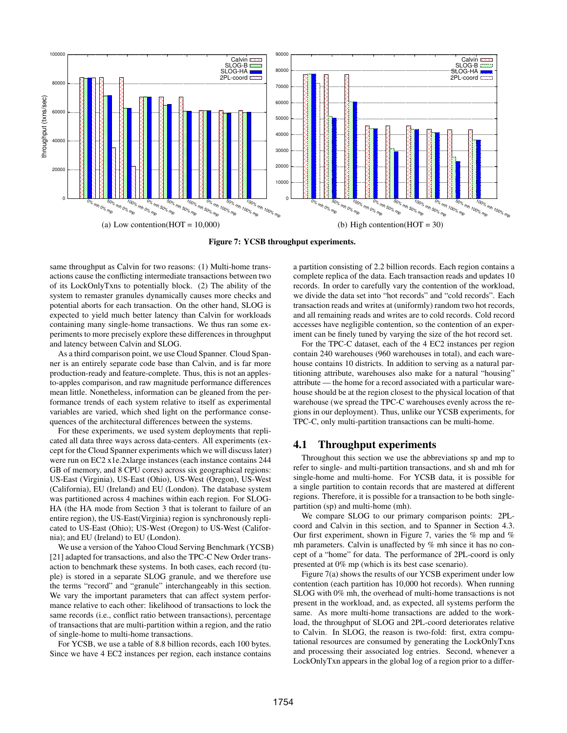(a) Low contention(HOT = 10,000)

(b) High contention(HOT = 30)

**Figure 7: YCSB throughput experiments.**

same throughput as Calvin for two reasons: (1) Multi-home transactions cause the conflicting intermediate transactions between two of its LockOnlyTxns to potentially block. (2) The ability of the system to remaster granules dynamically causes more checks and potential aborts for each transaction. On the other hand, SLOG is expected to yield much better latency than Calvin for workloads containing many single-home transactions. We thus ran some experiments to more precisely explore these differences in throughput and latency between Calvin and SLOG.

As a third comparison point, we use Cloud Spanner. Cloud Spanner is an entirely separate code base than Calvin, and is far more production-ready and feature-complete. Thus, this is not an apples-to-apples comparison, and raw magnitude performance differences mean little. Nonetheless, information can be gleaned from the performance trends of each system relative to itself as experimental variables are varied, which shed light on the performance consequences of the architectural differences between the systems.

For these experiments, we used system deployments that replicated all data three ways across data-centers. All experiments (except for the Cloud Spanner experiments which we will discuss later) were run on EC2 x1e.2xlarge instances (each instance contains 244 GB of memory, and 8 CPU cores) across six geographical regions: US-East (Virginia), US-East (Ohio), US-West (Oregon), US-West (California), EU (Ireland) and EU (London). The database system was partitioned across 4 machines within each region. For SLOG-HA (the HA mode from Section 3 that is tolerant to failure of an entire region), the US-East(Virginia) region is synchronously replicated to US-East (Ohio); US-West (Oregon) to US-West (California); and EU (Ireland) to EU (London).

We use a version of the Yahoo Cloud Serving Benchmark (YCSB) [21] adapted for transactions, and also the TPC-C New Order transaction to benchmark these systems. In both cases, each record (tuple) is stored in a separate SLOG granule, and we therefore use the terms "record" and "granule" interchangeably in this section. We vary the important parameters that can affect system performance relative to each other: likelihood of transactions to lock the same records (i.e., conflict ratio between transactions), percentage of transactions that are multi-partition within a region, and the ratio of single-home to multi-home transactions.

For YCSB, we use a table of 8.8 billion records, each 100 bytes. Since we have 4 EC2 instances per region, each instance contains a partition consisting of 2.2 billion records. Each region contains a complete replica of the data. Each transaction reads and updates 10 records. In order to carefully vary the contention of the workload, we divide the data set into "hot records" and "cold records". Each transaction reads and writes at (uniformly) random two hot records, and all remaining reads and writes are to cold records. Cold record accesses have negligible contention, so the contention of an experiment can be finely tuned by varying the size of the hot record set.

For the TPC-C dataset, each of the 4 EC2 instances per region contain 240 warehouses (960 warehouses in total), and each warehouse contains 10 districts. In addition to serving as a natural partitioning attribute, warehouses also make for a natural "housing" attribute — the home for a record associated with a particular warehouse should be at the region closest to the physical location of that warehouse (we spread the TPC-C warehouses evenly across the regions in our deployment). Thus, unlike our YCSB experiments, for TPC-C, only multi-partition transactions can be multi-home.

## 4.1 Throughput experiments

Throughout this section we use the abbreviations sp and mp to refer to single- and multi-partition transactions, and sh and mh for single-home and multi-home. For YCSB data, it is possible for a single partition to contain records that are mastered at different regions. Therefore, it is possible for a transaction to be both single-partition (sp) and multi-home (mh).

We compare SLOG to our primary comparison points: 2PL-coord and Calvin in this section, and to Spanner in Section 4.3. Our first experiment, shown in Figure 7, varies the % mp and % mh parameters. Calvin is unaffected by % mh since it has no concept of a "home" for data. The performance of 2PL-coord is only presented at 0% mp (which is its best case scenario).

Figure 7(a) shows the results of our YCSB experiment under low contention (each partition has 10,000 hot records). When running SLOG with 0% mh, the overhead of multi-home transactions is not present in the workload, and, as expected, all systems perform the same. As more multi-home transactions are added to the workload, the throughput of SLOG and 2PL-coord deteriorates relative to Calvin. In SLOG, the reason is two-fold: first, extra computational resources are consumed by generating the LockOnlyTxns and processing their associated log entries. Second, whenever a LockOnlyTxn appears in the global log of a region prior to a differ-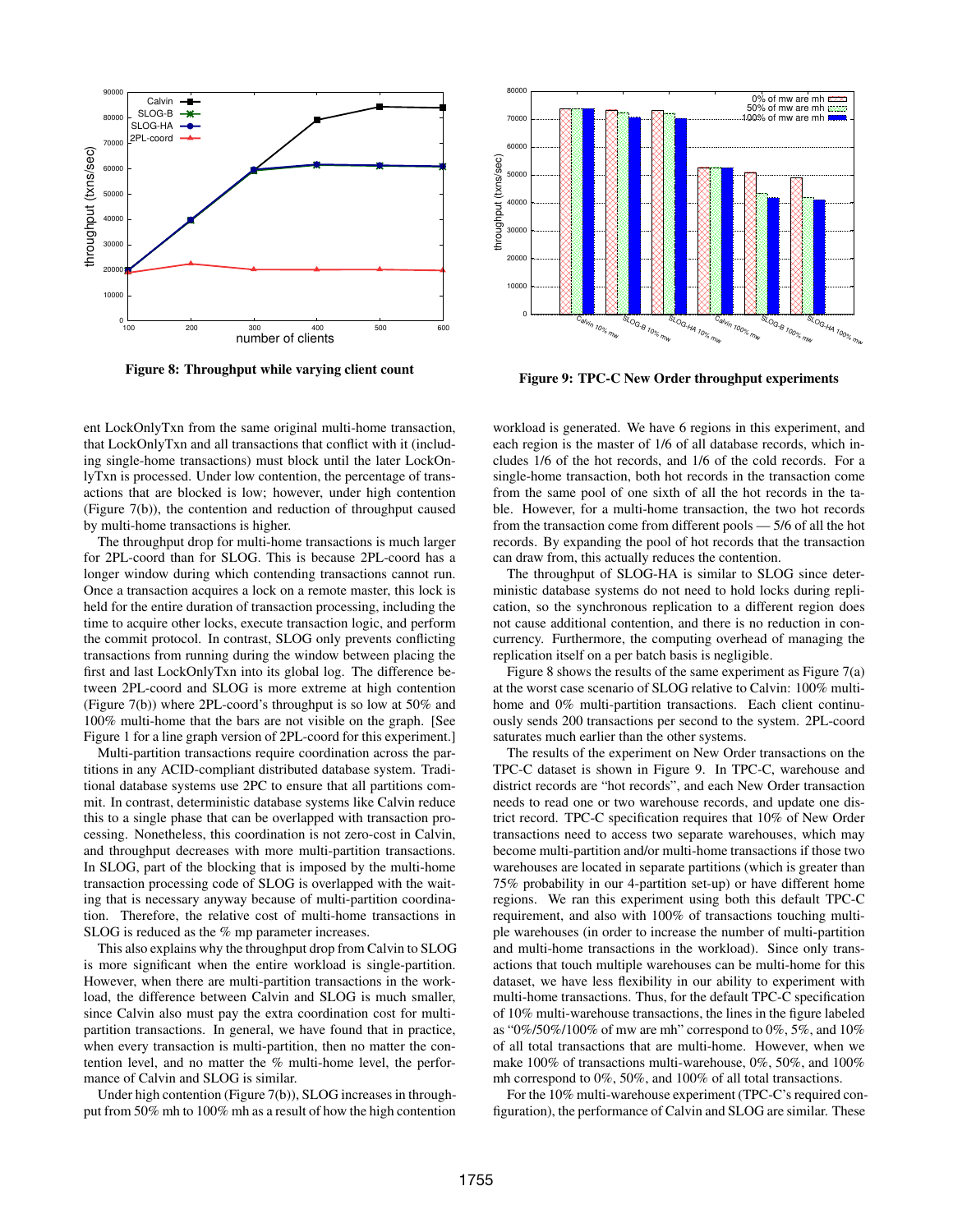Figure 8: Throughput while varying client count

Figure 9: TPC-C New Order throughput experiments

ent LockOnlyTxn from the same original multi-home transaction, that LockOnlyTxn and all transactions that conflict with it (including single-home transactions) must block until the later LockOnlyTxn is processed. Under low contention, the percentage of transactions that are blocked is low; however, under high contention (Figure 7(b)), the contention and reduction of throughput caused by multi-home transactions is higher.

The throughput drop for multi-home transactions is much larger for 2PL-coord than for SLOG. This is because 2PL-coord has a longer window during which contending transactions cannot run. Once a transaction acquires a lock on a remote master, this lock is held for the entire duration of transaction processing, including the time to acquire other locks, execute transaction logic, and perform the commit protocol. In contrast, SLOG only prevents conflicting transactions from running during the window between placing the first and last LockOnlyTxn into its global log. The difference between 2PL-coord and SLOG is more extreme at high contention (Figure 7(b)) where 2PL-coord's throughput is so low at 50% and 100% multi-home that the bars are not visible on the graph. [See Figure 1 for a line graph version of 2PL-coord for this experiment.]

Multi-partition transactions require coordination across the partitions in any ACID-compliant distributed database system. Traditional database systems use 2PC to ensure that all partitions commit. In contrast, deterministic database systems like Calvin reduce this to a single phase that can be overlapped with transaction processing. Nonetheless, this coordination is not zero-cost in Calvin, and throughput decreases with more multi-partition transactions. In SLOG, part of the blocking that is imposed by the multi-home transaction processing code of SLOG is overlapped with the waiting that is necessary anyway because of multi-partition coordination. Therefore, the relative cost of multi-home transactions in SLOG is reduced as the % mp parameter increases.

This also explains why the throughput drop from Calvin to SLOG is more significant when the entire workload is single-partition. However, when there are multi-partition transactions in the workload, the difference between Calvin and SLOG is much smaller, since Calvin also must pay the extra coordination cost for multi-partition transactions. In general, we have found that in practice, when every transaction is multi-partition, then no matter the contention level, and no matter the % multi-home level, the performance of Calvin and SLOG is similar.

Under high contention (Figure 7(b)), SLOG increases in throughput from 50% mh to 100% mh as a result of how the high contention workload is generated. We have 6 regions in this experiment, and each region is the master of 1/6 of all database records, which includes 1/6 of the hot records, and 1/6 of the cold records. For a single-home transaction, both hot records in the transaction come from the same pool of one sixth of all the hot records in the table. However, for a multi-home transaction, the two hot records from the transaction come from different pools — 5/6 of all the hot records. By expanding the pool of hot records that the transaction can draw from, this actually reduces the contention.

The throughput of SLOG-HA is similar to SLOG since deterministic database systems do not need to hold locks during replication, so the synchronous replication to a different region does not cause additional contention, and there is no reduction in concurrency. Furthermore, the computing overhead of managing the replication itself on a per batch basis is negligible.

Figure 8 shows the results of the same experiment as Figure 7(a) at the worst case scenario of SLOG relative to Calvin: 100% multi-home and 0% multi-partition transactions. Each client continuously sends 200 transactions per second to the system. 2PL-coord saturates much earlier than the other systems.

The results of the experiment on New Order transactions on the TPC-C dataset is shown in Figure 9. In TPC-C, warehouse and district records are "hot records", and each New Order transaction needs to read one or two warehouse records, and update one district record. TPC-C specification requires that 10% of New Order transactions need to access two separate warehouses, which may become multi-partition and/or multi-home transactions if those two warehouses are located in separate partitions (which is greater than 75% probability in our 4-partition set-up) or have different home regions. We ran this experiment using both this default TPC-C requirement, and also with 100% of transactions touching multiple warehouses (in order to increase the number of multi-partition and multi-home transactions in the workload). Since only transactions that touch multiple warehouses can be multi-home for this dataset, we have less flexibility in our ability to experiment with multi-home transactions. Thus, for the default TPC-C specification of 10% multi-warehouse transactions, the lines in the figure labeled as "0%/50%/100% of mw are mh" correspond to 0%, 5%, and 10% of all total transactions that are multi-home. However, when we make 100% of transactions multi-warehouse, 0%, 50%, and 100% mh correspond to 0%, 50%, and 100% of all total transactions.

For the 10% multi-warehouse experiment (TPC-C's required configuration), the performance of Calvin and SLOG are similar. These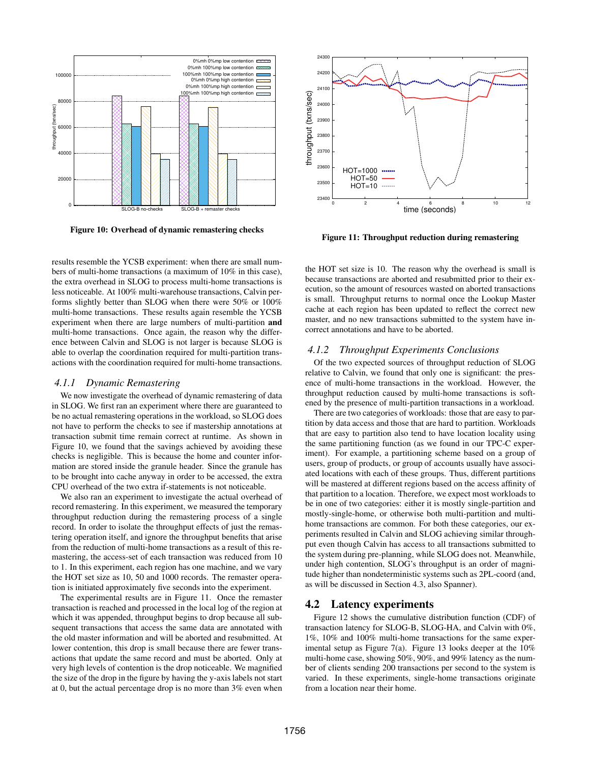Figure 10: Overhead of dynamic remastering checks

Figure 11: Throughput reduction during remastering

results resemble the YCSB experiment: when there are small numbers of multi-home transactions (a maximum of 10% in this case), the extra overhead in SLOG to process multi-home transactions is less noticeable. At 100% multi-warehouse transactions, Calvin performs slightly better than SLOG when there were 50% or 100% multi-home transactions. These results again resemble the YCSB experiment when there are large numbers of multi-partition **and** multi-home transactions. Once again, the reason why the difference between Calvin and SLOG is not larger is because SLOG is able to overlap the coordination required for multi-partition transactions with the coordination required for multi-home transactions.

### *4.1.1 Dynamic Remastering*

We now investigate the overhead of dynamic remastering of data in SLOG. We first ran an experiment where there are guaranteed to be no actual remastering operations in the workload, so SLOG does not have to perform the checks to see if mastership annotations at transaction submit time remain correct at runtime. As shown in Figure 10, we found that the savings achieved by avoiding these checks is negligible. This is because the home and counter information are stored inside the granule header. Since the granule has to be brought into cache anyway in order to be accessed, the extra CPU overhead of the two extra if-statements is not noticeable.

We also ran an experiment to investigate the actual overhead of record remastering. In this experiment, we measured the temporary throughput reduction during the remastering process of a single record. In order to isolate the throughput effects of just the remastering operation itself, and ignore the throughput benefits that arise from the reduction of multi-home transactions as a result of this remastering, the access-set of each transaction was reduced from 10 to 1. In this experiment, each region has one machine, and we vary the HOT set size as 10, 50 and 1000 records. The remaster operation is initiated approximately five seconds into the experiment.

The experimental results are in Figure 11. Once the remaster transaction is reached and processed in the local log of the region at which it was appended, throughput begins to drop because all subsequent transactions that access the same data are annotated with the old master information and will be aborted and resubmitted. At lower contention, this drop is small because there are fewer transactions that update the same record and must be aborted. Only at very high levels of contention is the drop noticeable. We magnified the size of the drop in the figure by having the y-axis labels not start at 0, but the actual percentage drop is no more than 3% even when the HOT set size is 10. The reason why the overhead is small is because transactions are aborted and resubmitted prior to their execution, so the amount of resources wasted on aborted transactions is small. Throughput returns to normal once the Lookup Master cache at each region has been updated to reflect the correct new master, and no new transactions submitted to the system have incorrect annotations and have to be aborted.

### *4.1.2 Throughput Experiments Conclusions*

Of the two expected sources of throughput reduction of SLOG relative to Calvin, we found that only one is significant: the presence of multi-home transactions in the workload. However, the throughput reduction caused by multi-home transactions is softened by the presence of multi-partition transactions in a workload.

There are two categories of workloads: those that are easy to partition by data access and those that are hard to partition. Workloads that are easy to partition also tend to have location locality using the same partitioning function (as we found in our TPC-C experiment). For example, a partitioning scheme based on a group of users, group of products, or group of accounts usually have associated locations with each of these groups. Thus, different partitions will be mastered at different regions based on the access affinity of that partition to a location. Therefore, we expect most workloads to be in one of two categories: either it is mostly single-partition and mostly-single-home, or otherwise both multi-partition and multi-home transactions are common. For both these categories, our experiments resulted in Calvin and SLOG achieving similar throughput even though Calvin has access to all transactions submitted to the system during pre-planning, while SLOG does not. Meanwhile, under high contention, SLOG's throughput is an order of magnitude higher than nondeterministic systems such as 2PL-coord (and, as will be discussed in Section 4.3, also Spanner).

## 4.2 Latency experiments

Figure 12 shows the cumulative distribution function (CDF) of transaction latency for SLOG-B, SLOG-HA, and Calvin with 0%, 1%, 10% and 100% multi-home transactions for the same experimental setup as Figure 7(a). Figure 13 looks deeper at the 10% multi-home case, showing 50%, 90%, and 99% latency as the number of clients sending 200 transactions per second to the system is varied. In these experiments, single-home transactions originate from a location near their home.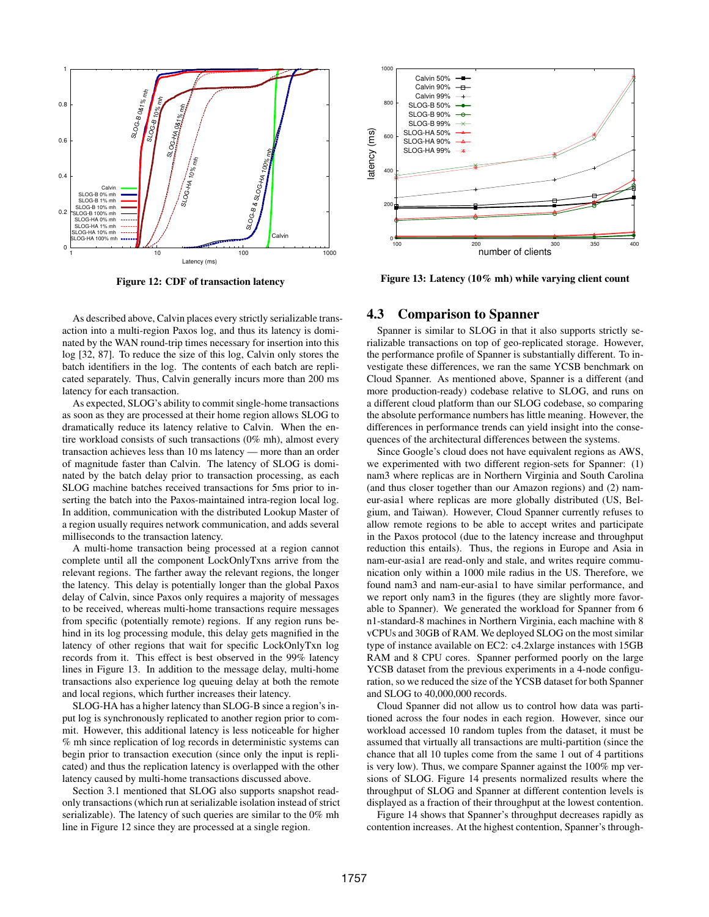Figure 12: CDF of transaction latency

Figure 13: Latency (10% mh) while varying client count

As described above, Calvin places every strictly serializable transaction into a multi-region Paxos log, and thus its latency is dominated by the WAN round-trip times necessary for insertion into this log [32, 87]. To reduce the size of this log, Calvin only stores the batch identifiers in the log. The contents of each batch are replicated separately. Thus, Calvin generally incurs more than 200 ms latency for each transaction.

As expected, SLOG's ability to commit single-home transactions as soon as they are processed at their home region allows SLOG to dramatically reduce its latency relative to Calvin. When the entire workload consists of such transactions (0% mh), almost every transaction achieves less than 10 ms latency — more than an order of magnitude faster than Calvin. The latency of SLOG is dominated by the batch delay prior to transaction processing, as each SLOG machine batches received transactions for 5ms prior to inserting the batch into the Paxos-maintained intra-region local log. In addition, communication with the distributed Lookup Master of a region usually requires network communication, and adds several milliseconds to the transaction latency.

A multi-home transaction being processed at a region cannot complete until all the component LockOnlyTxns arrive from the relevant regions. The farther away the relevant regions, the longer the latency. This delay is potentially longer than the global Paxos delay of Calvin, since Paxos only requires a majority of messages to be received, whereas multi-home transactions require messages from specific (potentially remote) regions. If any region runs behind in its log processing module, this delay gets magnified in the latency of other regions that wait for specific LockOnlyTxn log records from it. This effect is best observed in the 99% latency lines in Figure 13. In addition to the message delay, multi-home transactions also experience log queuing delay at both the remote and local regions, which further increases their latency.

SLOG-HA has a higher latency than SLOG-B since a region's input log is synchronously replicated to another region prior to commit. However, this additional latency is less noticeable for higher % mh since replication of log records in deterministic systems can begin prior to transaction execution (since only the input is replicated) and thus the replication latency is overlapped with the other latency caused by multi-home transactions discussed above.

Section 3.1 mentioned that SLOG also supports snapshot read-only transactions (which run at serializable isolation instead of strict serializable). The latency of such queries are similar to the 0% mh line in Figure 12 since they are processed at a single region.

## 4.3 Comparison to Spanner

Spanner is similar to SLOG in that it also supports strictly serializable transactions on top of geo-replicated storage. However, the performance profile of Spanner is substantially different. To investigate these differences, we ran the same YCSB benchmark on Cloud Spanner. As mentioned above, Spanner is a different (and more production-ready) codebase relative to SLOG, and runs on a different cloud platform than our SLOG codebase, so comparing the absolute performance numbers has little meaning. However, the differences in performance trends can yield insight into the consequences of the architectural differences between the systems.

Since Google's cloud does not have equivalent regions as AWS, we experimented with two different region-sets for Spanner: (1) nam3 where replicas are in Northern Virginia and South Carolina (and thus closer together than our Amazon regions) and (2) nam-eur-asia1 where replicas are more globally distributed (US, Belgium, and Taiwan). However, Cloud Spanner currently refuses to allow remote regions to be able to accept writes and participate in the Paxos protocol (due to the latency increase and throughput reduction this entails). Thus, the regions in Europe and Asia in nam-eur-asia1 are read-only and stale, and writes require communication only within a 1000 mile radius in the US. Therefore, we found nam3 and nam-eur-asia1 to have similar performance, and we report only nam3 in the figures (they are slightly more favorable to Spanner). We generated the workload for Spanner from 6 n1-standard-8 machines in Northern Virginia, each machine with 8 vCPUs and 30GB of RAM. We deployed SLOG on the most similar type of instance available on EC2: c4.2xlarge instances with 15GB RAM and 8 CPU cores. Spanner performed poorly on the large YCSB dataset from the previous experiments in a 4-node configuration, so we reduced the size of the YCSB dataset for both Spanner and SLOG to 40,000,000 records.

Cloud Spanner did not allow us to control how data was partitioned across the four nodes in each region. However, since our workload accessed 10 random tuples from the dataset, it must be assumed that virtually all transactions are multi-partition (since the chance that all 10 tuples come from the same 1 out of 4 partitions is very low). Thus, we compare Spanner against the 100% mp versions of SLOG. Figure 14 presents normalized results where the throughput of SLOG and Spanner at different contention levels is displayed as a fraction of their throughput at the lowest contention.

Figure 14 shows that Spanner's throughput decreases rapidly as contention increases. At the highest contention, Spanner's through-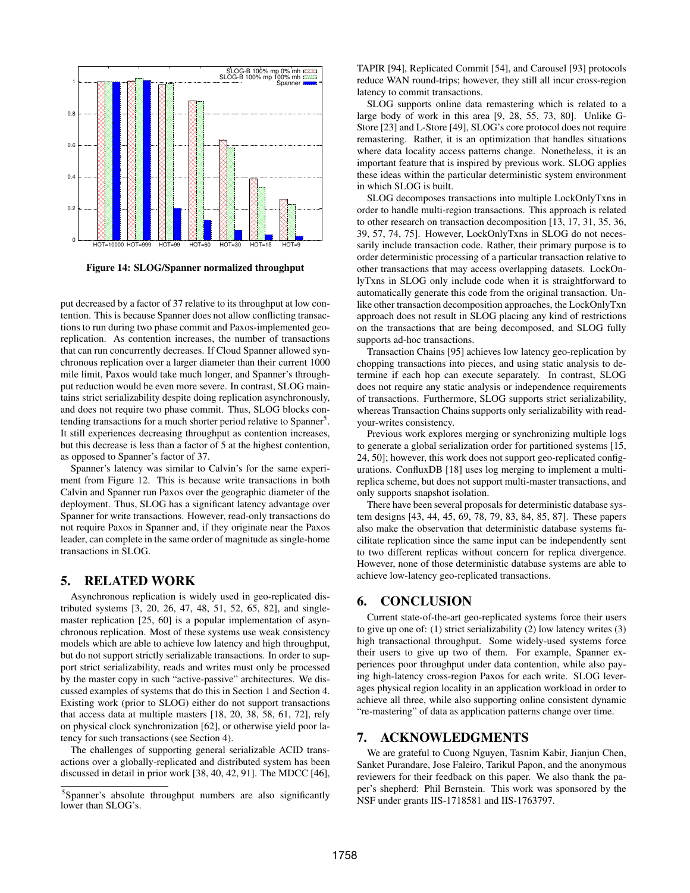Figure 14: SLOG/Spanner normalized throughput

put decreased by a factor of 37 relative to its throughput at low contention. This is because Spanner does not allow conflicting transactions to run during two phase commit and Paxos-implemented geo-replication. As contention increases, the number of transactions that can run concurrently decreases. If Cloud Spanner allowed synchronous replication over a larger diameter than their current 1000 mile limit, Paxos would take much longer, and Spanner's throughput reduction would be even more severe. In contrast, SLOG maintains strict serializability despite doing replication asynchronously, and does not require two phase commit. Thus, SLOG blocks contending transactions for a much shorter period relative to Spanner[5]. It still experiences decreasing throughput as contention increases, but this decrease is less than a factor of 5 at the highest contention, as opposed to Spanner's factor of 37.

Spanner's latency was similar to Calvin's for the same experiment from Figure 12. This is because write transactions in both Calvin and Spanner run Paxos over the geographic diameter of the deployment. Thus, SLOG has a significant latency advantage over Spanner for write transactions. However, read-only transactions do not require Paxos in Spanner and, if they originate near the Paxos leader, can complete in the same order of magnitude as single-home transactions in SLOG.

## 5. RELATED WORK

Asynchronous replication is widely used in geo-replicated distributed systems [3, 20, 26, 47, 48, 51, 52, 65, 82], and single-master replication [25, 60] is a popular implementation of asynchronous replication. Most of these systems use weak consistency models which are able to achieve low latency and high throughput, but do not support strictly serializable transactions. In order to support strict serializability, reads and writes must only be processed by the master copy in such "active-passive" architectures. We discussed examples of systems that do this in Section 1 and Section 4. Existing work (prior to SLOG) either do not support transactions that access data at multiple masters [18, 20, 38, 58, 61, 72], rely on physical clock synchronization [62], or otherwise yield poor latency for such transactions (see Section 4).

The challenges of supporting general serializable ACID transactions over a globally-replicated and distributed system has been discussed in detail in prior work [38, 40, 42, 91]. The MDCC [46], TAPIR [94], Replicated Commit [54], and Carousel [93] protocols reduce WAN round-trips; however, they still all incur cross-region latency to commit transactions.

SLOG supports online data remastering which is related to a large body of work in this area [9, 28, 55, 73, 80]. Unlike G-Store [23] and L-Store [49], SLOG's core protocol does not require remastering. Rather, it is an optimization that handles situations where data locality access patterns change. Nonetheless, it is an important feature that is inspired by previous work. SLOG applies these ideas within the particular deterministic system environment in which SLOG is built.

SLOG decomposes transactions into multiple LockOnlyTxns in order to handle multi-region transactions. This approach is related to other research on transaction decomposition [13, 17, 31, 35, 36, 39, 57, 74, 75]. However, LockOnlyTxns in SLOG do not necessarily include transaction code. Rather, their primary purpose is to order deterministic processing of a particular transaction relative to other transactions that may access overlapping datasets. LockOnlyTxns in SLOG only include code when it is straightforward to automatically generate this code from the original transaction. Unlike other transaction decomposition approaches, the LockOnlyTxn approach does not result in SLOG placing any kind of restrictions on the transactions that are being decomposed, and SLOG fully supports ad-hoc transactions.

Transaction Chains [95] achieves low latency geo-replication by chopping transactions into pieces, and using static analysis to determine if each hop can execute separately. In contrast, SLOG does not require any static analysis or independence requirements of transactions. Furthermore, SLOG supports strict serializability, whereas Transaction Chains supports only serializability with read-your-writes consistency.

Previous work explores merging or synchronizing multiple logs to generate a global serialization order for partitioned systems [15, 24, 50]; however, this work does not support geo-replicated configurations. ConfluxDB [18] uses log merging to implement a multi-replica scheme, but does not support multi-master transactions, and only supports snapshot isolation.

There have been several proposals for deterministic database system designs [43, 44, 45, 69, 78, 79, 83, 84, 85, 87]. These papers also make the observation that deterministic database systems facilitate replication since the same input can be independently sent to two different replicas without concern for replica divergence. However, none of those deterministic database systems are able to achieve low-latency geo-replicated transactions.

## 6. CONCLUSION

Current state-of-the-art geo-replicated systems force their users to give up one of: (1) strict serializability (2) low latency writes (3) high transactional throughput. Some widely-used systems force their users to give up two of them. For example, Spanner experiences poor throughput under data contention, while also paying high-latency cross-region Paxos for each write. SLOG leverages physical region locality in an application workload in order to achieve all three, while also supporting online consistent dynamic "re-mastering" of data as application patterns change over time.

## 7. ACKNOWLEDGMENTS

We are grateful to Cuong Nguyen, Tasnim Kabir, Jianjun Chen, Sanket Purandare, Jose Faleiro, Tarikul Papon, and the anonymous reviewers for their feedback on this paper. We also thank the paper's shepherd: Phil Bernstein. This work was sponsored by the NSF under grants IIS-1718581 and IIS-1763797.

[5] Spanner's absolute throughput numbers are also significantly lower than SLOG's.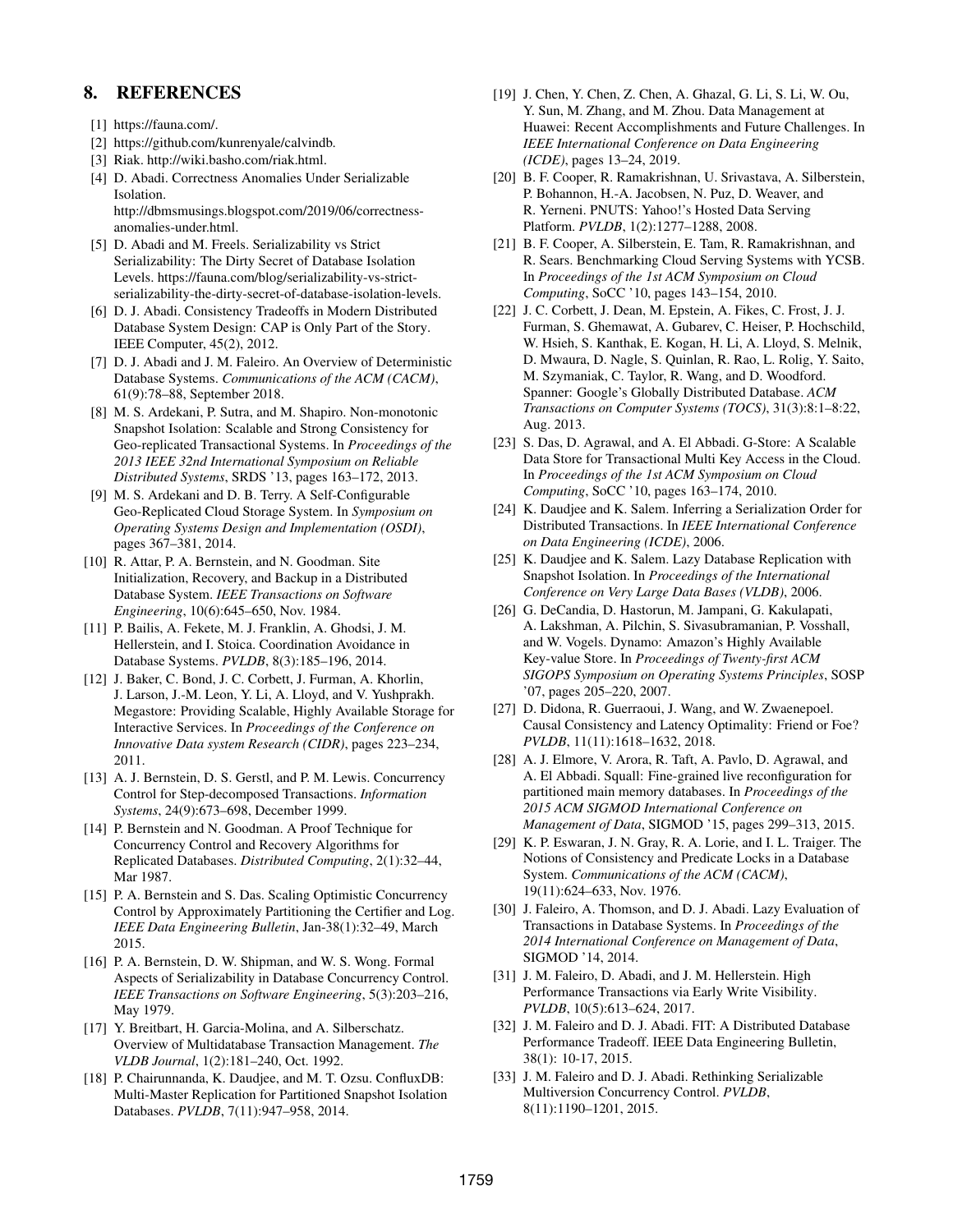## 8. REFERENCES

[1] https://fauna.com/.

[2] https://github.com/kunrenyale/calvindb.

[3] Riak. http://wiki.basho.com/riak.html.

[4] D. Abadi. Correctness Anomalies Under Serializable Isolation. http://dbmsmusings.blogspot.com/2019/06/correctness-anomalies-under.html.

[5] D. Abadi and M. Freels. Serializability vs Strict Serializability: The Dirty Secret of Database Isolation Levels. https://fauna.com/blog/serializability-vs-strict-serializability-the-dirty-secret-of-database-isolation-levels.

[6] D. J. Abadi. Consistency Tradeoffs in Modern Distributed Database System Design: CAP is Only Part of the Story. IEEE Computer, 45(2), 2012.

[7] D. J. Abadi and J. M. Faleiro. An Overview of Deterministic Database Systems. *Communications of the ACM (CACM)*, 61(9):78–88, September 2018.

[8] M. S. Ardekani, P. Sutra, and M. Shapiro. Non-monotonic Snapshot Isolation: Scalable and Strong Consistency for Geo-replicated Transactional Systems. In *Proceedings of the 2013 IEEE 32nd International Symposium on Reliable Distributed Systems*, SRDS '13, pages 163–172, 2013.

[9] M. S. Ardekani and D. B. Terry. A Self-Configurable Geo-Replicated Cloud Storage System. In *Symposium on Operating Systems Design and Implementation (OSDI)*, pages 367–381, 2014.

[10] R. Attar, P. A. Bernstein, and N. Goodman. Site Initialization, Recovery, and Backup in a Distributed Database System. *IEEE Transactions on Software Engineering*, 10(6):645–650, Nov. 1984.

[11] P. Bailis, A. Fekete, M. J. Franklin, A. Ghodsi, J. M. Hellerstein, and I. Stoica. Coordination Avoidance in Database Systems. *PVLDB*, 8(3):185–196, 2014.

[12] J. Baker, C. Bond, J. C. Corbett, J. Furman, A. Khorlin, J. Larson, J.-M. Leon, Y. Li, A. Lloyd, and V. Yushprakh. Megastore: Providing Scalable, Highly Available Storage for Interactive Services. In *Proceedings of the Conference on Innovative Data system Research (CIDR)*, pages 223–234, 2011.

[13] A. J. Bernstein, D. S. Gerstl, and P. M. Lewis. Concurrency Control for Step-decomposed Transactions. *Information Systems*, 24(9):673–698, December 1999.

[14] P. Bernstein and N. Goodman. A Proof Technique for Concurrency Control and Recovery Algorithms for Replicated Databases. *Distributed Computing*, 2(1):32–44, Mar 1987.

[15] P. A. Bernstein and S. Das. Scaling Optimistic Concurrency Control by Approximately Partitioning the Certifier and Log. *IEEE Data Engineering Bulletin*, Jan-38(1):32–49, March 2015.

[16] P. A. Bernstein, D. W. Shipman, and W. S. Wong. Formal Aspects of Serializability in Database Concurrency Control. *IEEE Transactions on Software Engineering*, 5(3):203–216, May 1979.

[17] Y. Breitbart, H. Garcia-Molina, and A. Silberschatz. Overview of Multidatabase Transaction Management. *The VLDB Journal*, 1(2):181–240, Oct. 1992.

[18] P. Chairunnanda, K. Daudjee, and M. T. Ozsu. ConfluxDB: Multi-Master Replication for Partitioned Snapshot Isolation Databases. *PVLDB*, 7(11):947–958, 2014.

[19] J. Chen, Y. Chen, Z. Chen, A. Ghazal, G. Li, S. Li, W. Ou, Y. Sun, M. Zhang, and M. Zhou. Data Management at Huawei: Recent Accomplishments and Future Challenges. In *IEEE International Conference on Data Engineering (ICDE)*, pages 13–24, 2019.

[20] B. F. Cooper, R. Ramakrishnan, U. Srivastava, A. Silberstein, P. Bohannon, H.-A. Jacobsen, N. Puz, D. Weaver, and R. Yerneni. PNUTS: Yahoo!'s Hosted Data Serving Platform. *PVLDB*, 1(2):1277–1288, 2008.

[21] B. F. Cooper, A. Silberstein, E. Tam, R. Ramakrishnan, and R. Sears. Benchmarking Cloud Serving Systems with YCSB. In *Proceedings of the 1st ACM Symposium on Cloud Computing*, SoCC '10, pages 143–154, 2010.

[22] J. C. Corbett, J. Dean, M. Epstein, A. Fikes, C. Frost, J. J. Furman, S. Ghemawat, A. Gubarev, C. Heiser, P. Hochschild, W. Hsieh, S. Kanthak, E. Kogan, H. Li, A. Lloyd, S. Melnik, D. Mwaura, D. Nagle, S. Quinlan, R. Rao, L. Rolig, Y. Saito, M. Szymaniak, C. Taylor, R. Wang, and D. Woodford. Spanner: Google's Globally Distributed Database. *ACM Transactions on Computer Systems (TOCS)*, 31(3):8:1–8:22, Aug. 2013.

[23] S. Das, D. Agrawal, and A. El Abbadi. G-Store: A Scalable Data Store for Transactional Multi Key Access in the Cloud. In *Proceedings of the 1st ACM Symposium on Cloud Computing*, SoCC '10, pages 163–174, 2010.

[24] K. Daudjee and K. Salem. Inferring a Serialization Order for Distributed Transactions. In *IEEE International Conference on Data Engineering (ICDE)*, 2006.

[25] K. Daudjee and K. Salem. Lazy Database Replication with Snapshot Isolation. In *Proceedings of the International Conference on Very Large Data Bases (VLDB)*, 2006.

[26] G. DeCandia, D. Hastorun, M. Jampani, G. Kakulapati, A. Lakshman, A. Pilchin, S. Sivasubramanian, P. Vosshall, and W. Vogels. Dynamo: Amazon's Highly Available Key-value Store. In *Proceedings of Twenty-first ACM SIGOPS Symposium on Operating Systems Principles*, SOSP '07, pages 205–220, 2007.

[27] D. Didona, R. Guerraoui, J. Wang, and W. Zwaenepoel. Causal Consistency and Latency Optimality: Friend or Foe? *PVLDB*, 11(11):1618–1632, 2018.

[28] A. J. Elmore, V. Arora, R. Taft, A. Pavlo, D. Agrawal, and A. El Abbadi. Squall: Fine-grained live reconfiguration for partitioned main memory databases. In *Proceedings of the 2015 ACM SIGMOD International Conference on Management of Data*, SIGMOD '15, pages 299–313, 2015.

[29] K. P. Eswaran, J. N. Gray, R. A. Lorie, and I. L. Traiger. The Notions of Consistency and Predicate Locks in a Database System. *Communications of the ACM (CACM)*, 19(11):624–633, Nov. 1976.

[30] J. Faleiro, A. Thomson, and D. J. Abadi. Lazy Evaluation of Transactions in Database Systems. In *Proceedings of the 2014 International Conference on Management of Data*, SIGMOD '14, 2014.

[31] J. M. Faleiro, D. Abadi, and J. M. Hellerstein. High Performance Transactions via Early Write Visibility. *PVLDB*, 10(5):613–624, 2017.

[32] J. M. Faleiro and D. J. Abadi. FIT: A Distributed Database Performance Tradeoff. IEEE Data Engineering Bulletin, 38(1): 10-17, 2015.

[33] J. M. Faleiro and D. J. Abadi. Rethinking Serializable Multiversion Concurrency Control. *PVLDB*, 8(11):1190–1201, 2015.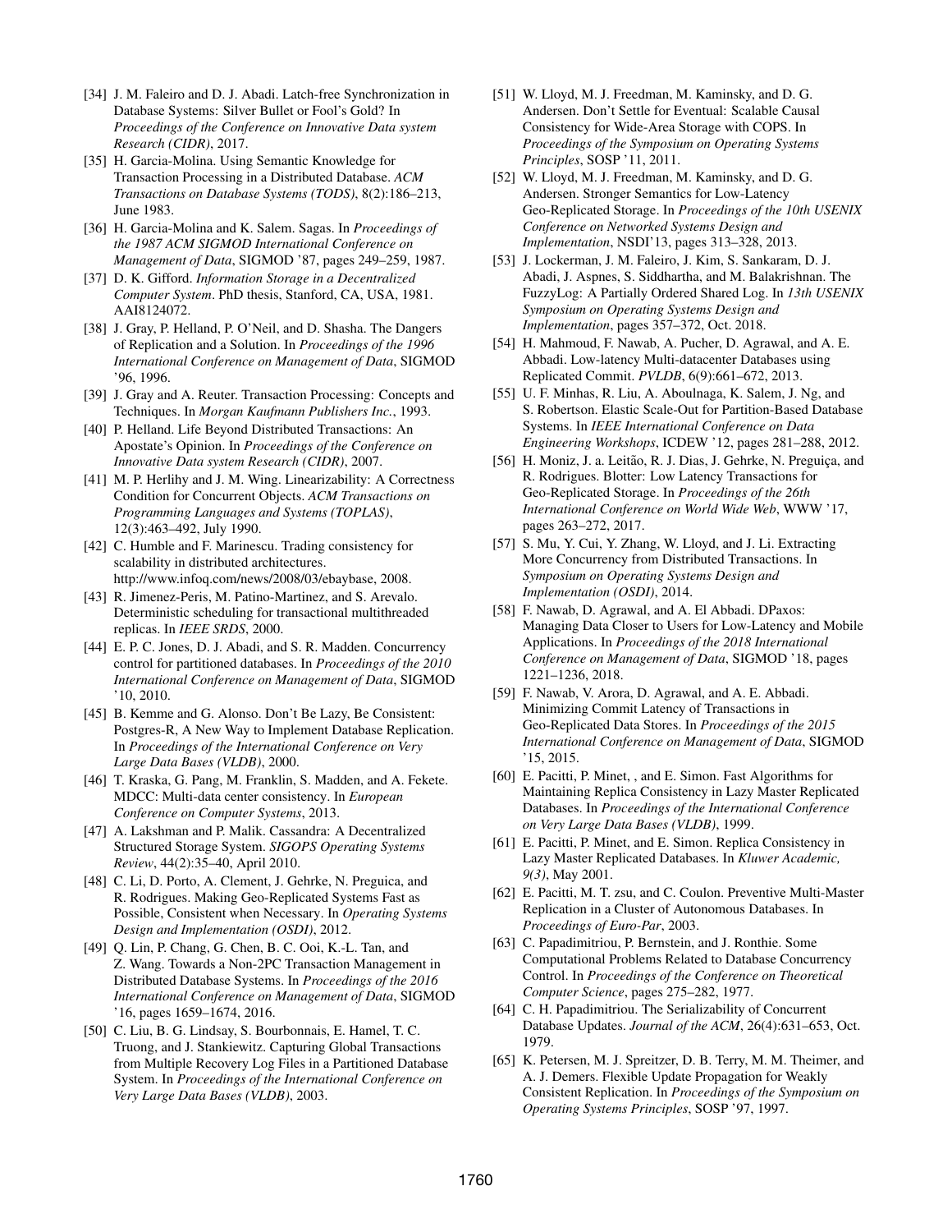[34] J. M. Faleiro and D. J. Abadi. Latch-free Synchronization in Database Systems: Silver Bullet or Fool's Gold? In *Proceedings of the Conference on Innovative Data system Research (CIDR)*, 2017.

[35] H. Garcia-Molina. Using Semantic Knowledge for Transaction Processing in a Distributed Database. *ACM Transactions on Database Systems (TODS)*, 8(2):186–213, June 1983.

[36] H. Garcia-Molina and K. Salem. Sagas. In *Proceedings of the 1987 ACM SIGMOD International Conference on Management of Data*, SIGMOD '87, pages 249–259, 1987.

[37] D. K. Gifford. *Information Storage in a Decentralized Computer System*. PhD thesis, Stanford, CA, USA, 1981. AAI8124072.

[38] J. Gray, P. Helland, P. O'Neil, and D. Shasha. The Dangers of Replication and a Solution. In *Proceedings of the 1996 International Conference on Management of Data*, SIGMOD '96, 1996.

[39] J. Gray and A. Reuter. Transaction Processing: Concepts and Techniques. In *Morgan Kaufmann Publishers Inc.*, 1993.

[40] P. Helland. Life Beyond Distributed Transactions: An Apostate's Opinion. In *Proceedings of the Conference on Innovative Data system Research (CIDR)*, 2007.

[41] M. P. Herlihy and J. M. Wing. Linearizability: A Correctness Condition for Concurrent Objects. *ACM Transactions on Programming Languages and Systems (TOPLAS)*, 12(3):463–492, July 1990.

[42] C. Humble and F. Marinescu. Trading consistency for scalability in distributed architectures. http://www.infoq.com/news/2008/03/ebaybase, 2008.

[43] R. Jimenez-Peris, M. Patino-Martinez, and S. Arevalo. Deterministic scheduling for transactional multithreaded replicas. In *IEEE SRDS*, 2000.

[44] E. P. C. Jones, D. J. Abadi, and S. R. Madden. Concurrency control for partitioned databases. In *Proceedings of the 2010 International Conference on Management of Data*, SIGMOD '10, 2010.

[45] B. Kemme and G. Alonso. Don't Be Lazy, Be Consistent: Postgres-R, A New Way to Implement Database Replication. In *Proceedings of the International Conference on Very Large Data Bases (VLDB)*, 2000.

[46] T. Kraska, G. Pang, M. Franklin, S. Madden, and A. Fekete. MDCC: Multi-data center consistency. In *European Conference on Computer Systems*, 2013.

[47] A. Lakshman and P. Malik. Cassandra: A Decentralized Structured Storage System. *SIGOPS Operating Systems Review*, 44(2):35–40, April 2010.

[48] C. Li, D. Porto, A. Clement, J. Gehrke, N. Preguica, and R. Rodrigues. Making Geo-Replicated Systems Fast as Possible, Consistent when Necessary. In *Operating Systems Design and Implementation (OSDI)*, 2012.

[49] Q. Lin, P. Chang, G. Chen, B. C. Ooi, K.-L. Tan, and Z. Wang. Towards a Non-2PC Transaction Management in Distributed Database Systems. In *Proceedings of the 2016 International Conference on Management of Data*, SIGMOD '16, pages 1659–1674, 2016.

[50] C. Liu, B. G. Lindsay, S. Bourbonnais, E. Hamel, T. C. Truong, and J. Stankiewitz. Capturing Global Transactions from Multiple Recovery Log Files in a Partitioned Database System. In *Proceedings of the International Conference on Very Large Data Bases (VLDB)*, 2003.

[51] W. Lloyd, M. J. Freedman, M. Kaminsky, and D. G. Andersen. Don't Settle for Eventual: Scalable Causal Consistency for Wide-Area Storage with COPS. In *Proceedings of the Symposium on Operating Systems Principles*, SOSP '11, 2011.

[52] W. Lloyd, M. J. Freedman, M. Kaminsky, and D. G. Andersen. Stronger Semantics for Low-Latency Geo-Replicated Storage. In *Proceedings of the 10th USENIX Conference on Networked Systems Design and Implementation*, NSDI'13, pages 313–328, 2013.

[53] J. Lockerman, J. M. Faleiro, J. Kim, S. Sankaram, D. J. Abadi, J. Aspnes, S. Siddhartha, and M. Balakrishnan. The FuzzyLog: A Partially Ordered Shared Log. In *13th USENIX Symposium on Operating Systems Design and Implementation*, pages 357–372, Oct. 2018.

[54] H. Mahmoud, F. Nawab, A. Pucher, D. Agrawal, and A. E. Abbadi. Low-latency Multi-datacenter Databases using Replicated Commit. *PVLDB*, 6(9):661–672, 2013.

[55] U. F. Minhas, R. Liu, A. Aboulnaga, K. Salem, J. Ng, and S. Robertson. Elastic Scale-Out for Partition-Based Database Systems. In *IEEE International Conference on Data Engineering Workshops*, ICDEW '12, pages 281–288, 2012.

[56] H. Moniz, J. a. Leitão, R. J. Dias, J. Gehrke, N. Preguiça, and R. Rodrigues. Blotter: Low Latency Transactions for Geo-Replicated Storage. In *Proceedings of the 26th International Conference on World Wide Web*, WWW '17, pages 263–272, 2017.

[57] S. Mu, Y. Cui, Y. Zhang, W. Lloyd, and J. Li. Extracting More Concurrency from Distributed Transactions. In *Symposium on Operating Systems Design and Implementation (OSDI)*, 2014.

[58] F. Nawab, D. Agrawal, and A. El Abbadi. DPaxos: Managing Data Closer to Users for Low-Latency and Mobile Applications. In *Proceedings of the 2018 International Conference on Management of Data*, SIGMOD '18, pages 1221–1236, 2018.

[59] F. Nawab, V. Arora, D. Agrawal, and A. E. Abbadi. Minimizing Commit Latency of Transactions in Geo-Replicated Data Stores. In *Proceedings of the 2015 International Conference on Management of Data*, SIGMOD '15, 2015.

[60] E. Pacitti, P. Minet, , and E. Simon. Fast Algorithms for Maintaining Replica Consistency in Lazy Master Replicated Databases. In *Proceedings of the International Conference on Very Large Data Bases (VLDB)*, 1999.

[61] E. Pacitti, P. Minet, and E. Simon. Replica Consistency in Lazy Master Replicated Databases. In *Kluwer Academic, 9(3)*, May 2001.

[62] E. Pacitti, M. T. zsu, and C. Coulon. Preventive Multi-Master Replication in a Cluster of Autonomous Databases. In *Proceedings of Euro-Par*, 2003.

[63] C. Papadimitriou, P. Bernstein, and J. Ronthie. Some Computational Problems Related to Database Concurrency Control. In *Proceedings of the Conference on Theoretical Computer Science*, pages 275–282, 1977.

[64] C. H. Papadimitriou. The Serializability of Concurrent Database Updates. *Journal of the ACM*, 26(4):631–653, Oct. 1979.

[65] K. Petersen, M. J. Spreitzer, D. B. Terry, M. M. Theimer, and A. J. Demers. Flexible Update Propagation for Weakly Consistent Replication. In *Proceedings of the Symposium on Operating Systems Principles*, SOSP '97, 1997.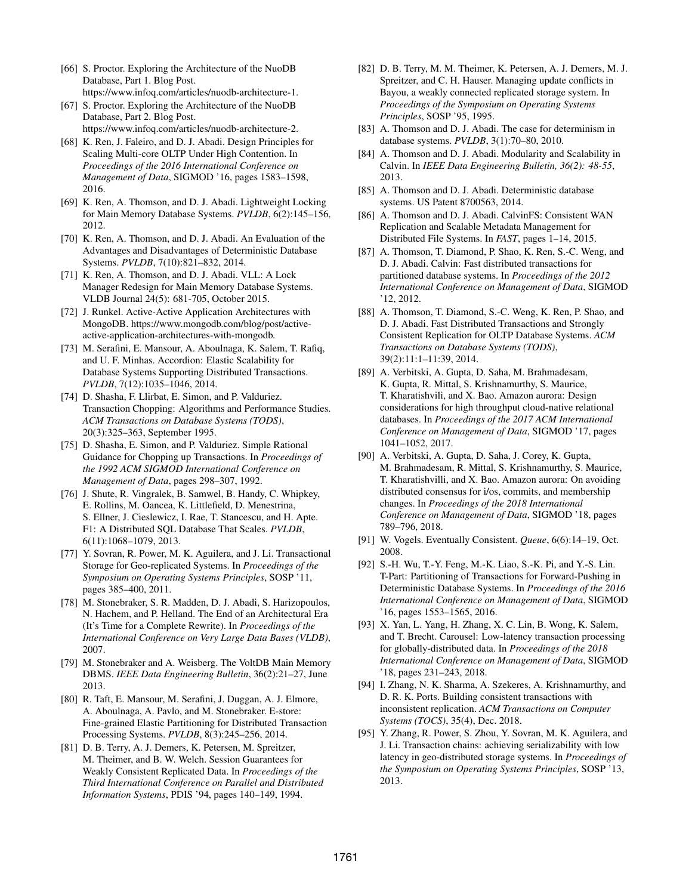[66] S. Proctor. Exploring the Architecture of the NuoDB Database, Part 1. Blog Post. https://www.infoq.com/articles/nuodb-architecture-1.

[67] S. Proctor. Exploring the Architecture of the NuoDB Database, Part 2. Blog Post. https://www.infoq.com/articles/nuodb-architecture-2.

[68] K. Ren, J. Faleiro, and D. J. Abadi. Design Principles for Scaling Multi-core OLTP Under High Contention. In *Proceedings of the 2016 International Conference on Management of Data*, SIGMOD '16, pages 1583–1598, 2016.

[69] K. Ren, A. Thomson, and D. J. Abadi. Lightweight Locking for Main Memory Database Systems. *PVLDB*, 6(2):145–156, 2012.

[70] K. Ren, A. Thomson, and D. J. Abadi. An Evaluation of the Advantages and Disadvantages of Deterministic Database Systems. *PVLDB*, 7(10):821–832, 2014.

[71] K. Ren, A. Thomson, and D. J. Abadi. VLL: A Lock Manager Redesign for Main Memory Database Systems. VLDB Journal 24(5): 681-705, October 2015.

[72] J. Runkel. Active-Active Application Architectures with MongoDB. https://www.mongodb.com/blog/post/active-active-application-architectures-with-mongodb.

[73] M. Serafini, E. Mansour, A. Aboulnaga, K. Salem, T. Rafiq, and U. F. Minhas. Accordion: Elastic Scalability for Database Systems Supporting Distributed Transactions. *PVLDB*, 7(12):1035–1046, 2014.

[74] D. Shasha, F. Llirbat, E. Simon, and P. Valduriez. Transaction Chopping: Algorithms and Performance Studies. *ACM Transactions on Database Systems (TODS)*, 20(3):325–363, September 1995.

[75] D. Shasha, E. Simon, and P. Valduriez. Simple Rational Guidance for Chopping up Transactions. In *Proceedings of the 1992 ACM SIGMOD International Conference on Management of Data*, pages 298–307, 1992.

[76] J. Shute, R. Vingralek, B. Samwel, B. Handy, C. Whipkey, E. Rollins, M. Oancea, K. Littlefield, D. Menestrina, S. Ellner, J. Cieslewicz, I. Rae, T. Stancescu, and H. Apte. F1: A Distributed SQL Database That Scales. *PVLDB*, 6(11):1068–1079, 2013.

[77] Y. Sovran, R. Power, M. K. Aguilera, and J. Li. Transactional Storage for Geo-replicated Systems. In *Proceedings of the Symposium on Operating Systems Principles*, SOSP '11, pages 385–400, 2011.

[78] M. Stonebraker, S. R. Madden, D. J. Abadi, S. Harizopoulos, N. Hachem, and P. Helland. The End of an Architectural Era (It's Time for a Complete Rewrite). In *Proceedings of the International Conference on Very Large Data Bases (VLDB)*, 2007.

[79] M. Stonebraker and A. Weisberg. The VoltDB Main Memory DBMS. *IEEE Data Engineering Bulletin*, 36(2):21–27, June 2013.

[80] R. Taft, E. Mansour, M. Serafini, J. Duggan, A. J. Elmore, A. Aboulnaga, A. Pavlo, and M. Stonebraker. E-store: Fine-grained Elastic Partitioning for Distributed Transaction Processing Systems. *PVLDB*, 8(3):245–256, 2014.

[81] D. B. Terry, A. J. Demers, K. Petersen, M. Spreitzer, M. Theimer, and B. W. Welch. Session Guarantees for Weakly Consistent Replicated Data. In *Proceedings of the Third International Conference on Parallel and Distributed Information Systems*, PDIS '94, pages 140–149, 1994.

[82] D. B. Terry, M. M. Theimer, K. Petersen, A. J. Demers, M. J. Spreitzer, and C. H. Hauser. Managing update conflicts in Bayou, a weakly connected replicated storage system. In *Proceedings of the Symposium on Operating Systems Principles*, SOSP '95, 1995.

[83] A. Thomson and D. J. Abadi. The case for determinism in database systems. *PVLDB*, 3(1):70–80, 2010.

[84] A. Thomson and D. J. Abadi. Modularity and Scalability in Calvin. In *IEEE Data Engineering Bulletin, 36(2): 48-55*, 2013.

[85] A. Thomson and D. J. Abadi. Deterministic database systems. US Patent 8700563, 2014.

[86] A. Thomson and D. J. Abadi. CalvinFS: Consistent WAN Replication and Scalable Metadata Management for Distributed File Systems. In *FAST*, pages 1–14, 2015.

[87] A. Thomson, T. Diamond, P. Shao, K. Ren, S.-C. Weng, and D. J. Abadi. Calvin: Fast distributed transactions for partitioned database systems. In *Proceedings of the 2012 International Conference on Management of Data*, SIGMOD '12, 2012.

[88] A. Thomson, T. Diamond, S.-C. Weng, K. Ren, P. Shao, and D. J. Abadi. Fast Distributed Transactions and Strongly Consistent Replication for OLTP Database Systems. *ACM Transactions on Database Systems (TODS)*, 39(2):11:1–11:39, 2014.

[89] A. Verbitski, A. Gupta, D. Saha, M. Brahmadesam, K. Gupta, R. Mittal, S. Krishnamurthy, S. Maurice, T. Kharatishvili, and X. Bao. Amazon aurora: Design considerations for high throughput cloud-native relational databases. In *Proceedings of the 2017 ACM International Conference on Management of Data*, SIGMOD '17, pages 1041–1052, 2017.

[90] A. Verbitski, A. Gupta, D. Saha, J. Corey, K. Gupta, M. Brahmadesam, R. Mittal, S. Krishnamurthy, S. Maurice, T. Kharatishvilli, and X. Bao. Amazon aurora: On avoiding distributed consensus for i/os, commits, and membership changes. In *Proceedings of the 2018 International Conference on Management of Data*, SIGMOD '18, pages 789–796, 2018.

[91] W. Vogels. Eventually Consistent. *Queue*, 6(6):14–19, Oct. 2008.

[92] S.-H. Wu, T.-Y. Feng, M.-K. Liao, S.-K. Pi, and Y.-S. Lin. T-Part: Partitioning of Transactions for Forward-Pushing in Deterministic Database Systems. In *Proceedings of the 2016 International Conference on Management of Data*, SIGMOD '16, pages 1553–1565, 2016.

[93] X. Yan, L. Yang, H. Zhang, X. C. Lin, B. Wong, K. Salem, and T. Brecht. Carousel: Low-latency transaction processing for globally-distributed data. In *Proceedings of the 2018 International Conference on Management of Data*, SIGMOD '18, pages 231–243, 2018.

[94] I. Zhang, N. K. Sharma, A. Szekeres, A. Krishnamurthy, and D. R. K. Ports. Building consistent transactions with inconsistent replication. *ACM Transactions on Computer Systems (TOCS)*, 35(4), Dec. 2018.

[95] Y. Zhang, R. Power, S. Zhou, Y. Sovran, M. K. Aguilera, and J. Li. Transaction chains: achieving serializability with low latency in geo-distributed storage systems. In *Proceedings of the Symposium on Operating Systems Principles*, SOSP '13, 2013.